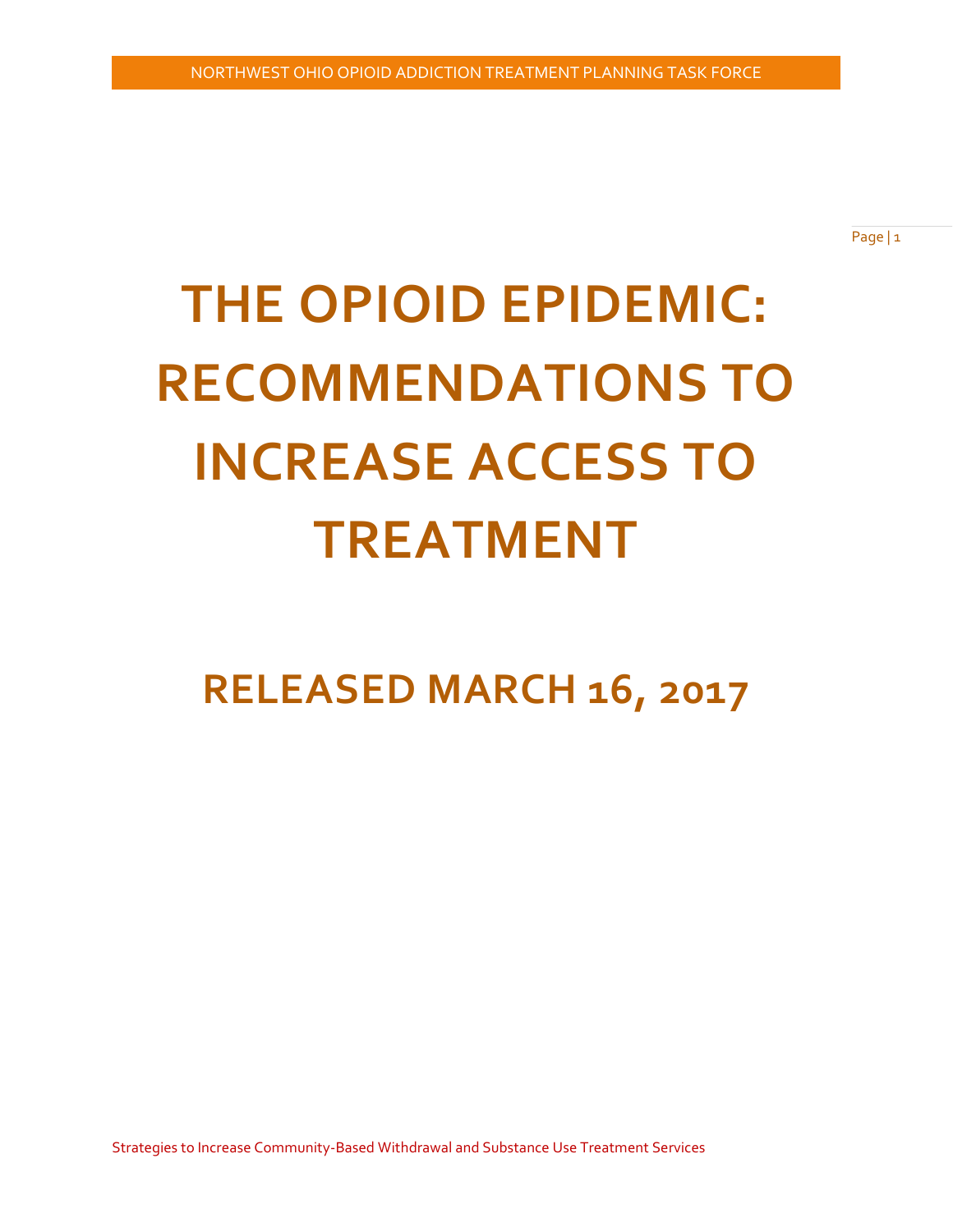# THE OPIOID EPIDEMIC: RECOMMENDATIONS TO INCREASE ACCESS TO TREATMENT

## RELEASED MARCH 16, 2017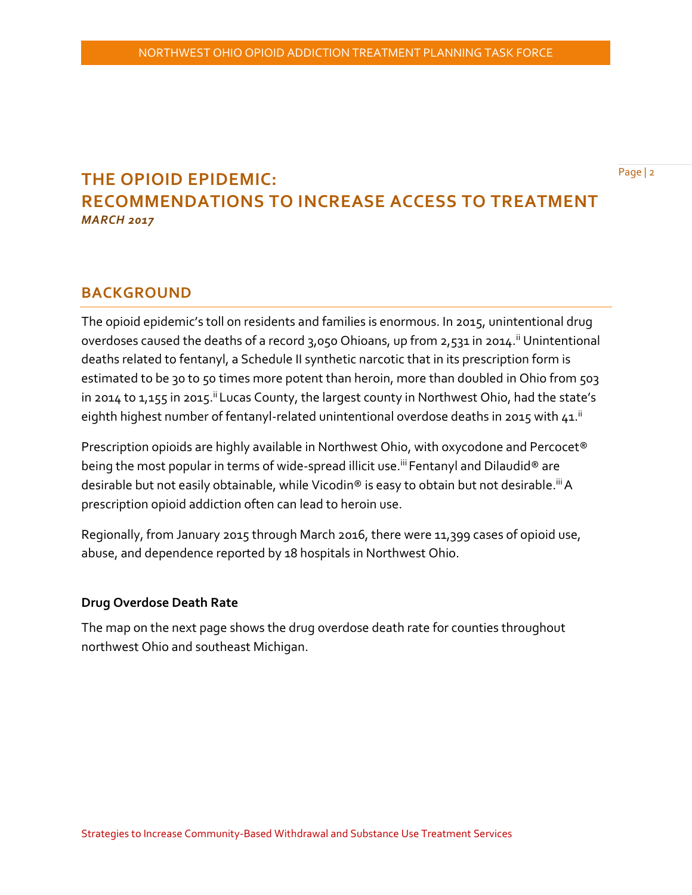# THE OPIOID EPIDEMIC: RECOMMENDATIONS TO INCREASE ACCESS TO TREATMENT

***MARCH 2017***

## BACKGROUND

The opioid epidemic's toll on residents and families is enormous. In 2015, unintentional drug overdoses caused the deaths of a record 3,050 Ohioans, up from 2,531 in 2014.[ii] Unintentional deaths related to fentanyl, a Schedule II synthetic narcotic that in its prescription form is estimated to be 30 to 50 times more potent than heroin, more than doubled in Ohio from 503 in 2014 to 1,155 in 2015.[ii] Lucas County, the largest county in Northwest Ohio, had the state's eighth highest number of fentanyl-related unintentional overdose deaths in 2015 with 41.[ii]

Prescription opioids are highly available in Northwest Ohio, with oxycodone and Percocet® being the most popular in terms of wide-spread illicit use.[iii] Fentanyl and Dilaudid® are desirable but not easily obtainable, while Vicodin® is easy to obtain but not desirable.[iii] A prescription opioid addiction often can lead to heroin use.

Regionally, from January 2015 through March 2016, there were 11,399 cases of opioid use, abuse, and dependence reported by 18 hospitals in Northwest Ohio.

### Drug Overdose Death Rate

The map on the next page shows the drug overdose death rate for counties throughout northwest Ohio and southeast Michigan.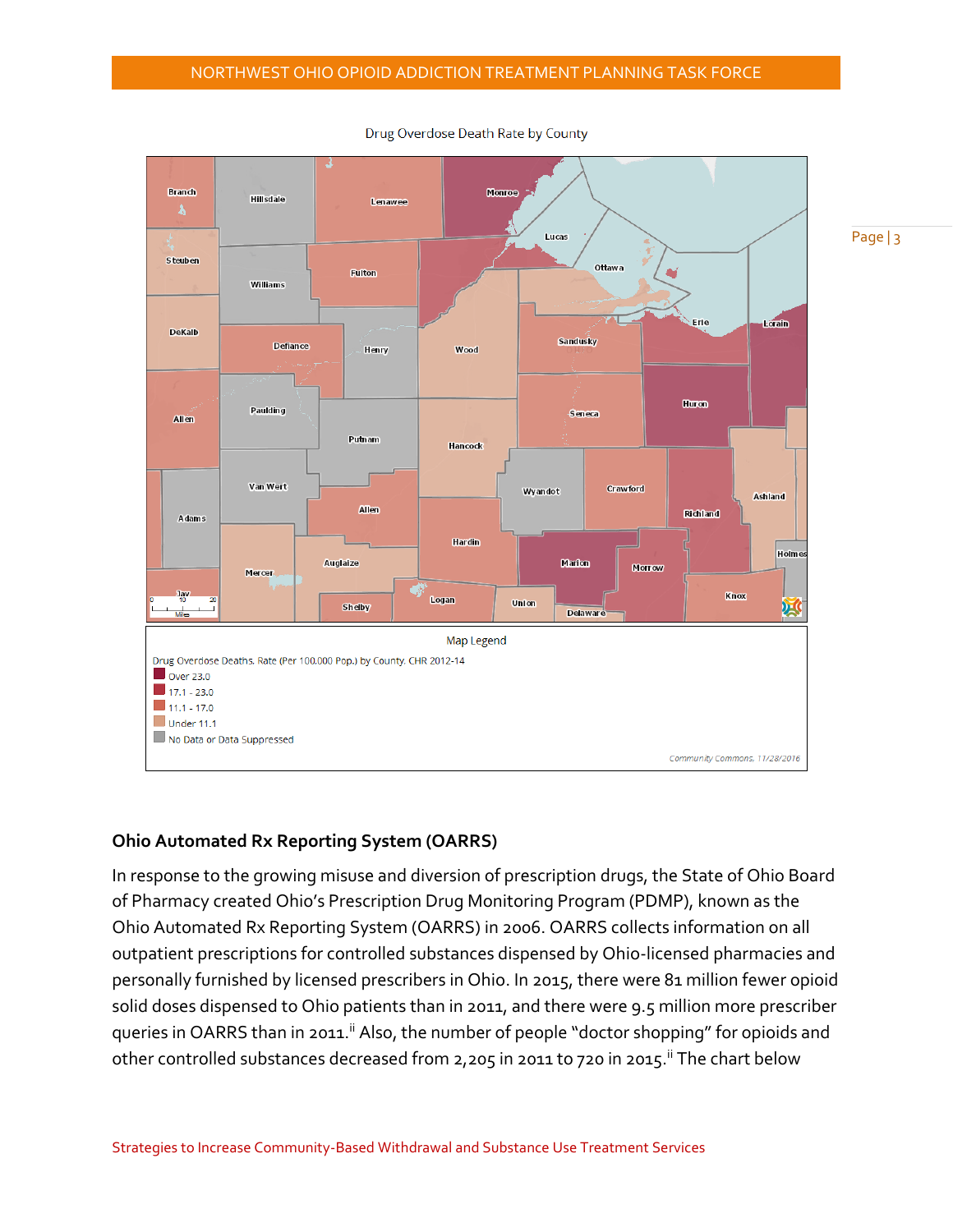Drug Overdose Death Rate by County

Map Legend

Drug Overdose Deaths, Rate (Per 100,000 Pop.) by County, CHR 2012-14

- Over 23.0
- 17.1 - 23.0
- 11.1 - 17.0
- Under 11.1
- No Data or Data Suppressed

*Community Commons, 11/28/2016*

## Ohio Automated Rx Reporting System (OARRS)

In response to the growing misuse and diversion of prescription drugs, the State of Ohio Board of Pharmacy created Ohio's Prescription Drug Monitoring Program (PDMP), known as the Ohio Automated Rx Reporting System (OARRS) in 2006. OARRS collects information on all outpatient prescriptions for controlled substances dispensed by Ohio-licensed pharmacies and personally furnished by licensed prescribers in Ohio. In 2015, there were 81 million fewer opioid solid doses dispensed to Ohio patients than in 2011, and there were 9.5 million more prescriber queries in OARRS than in 2011.[ii] Also, the number of people "doctor shopping" for opioids and other controlled substances decreased from 2,205 in 2011 to 720 in 2015.[ii] The chart below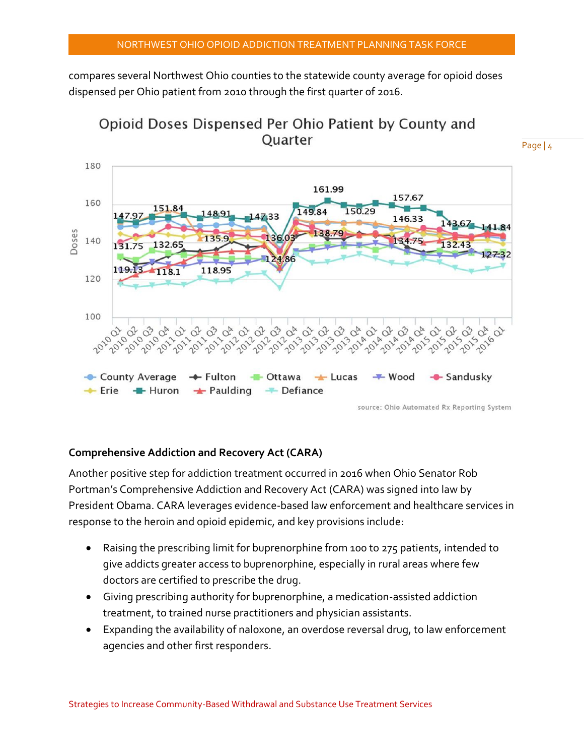compares several Northwest Ohio counties to the statewide county average for opioid doses dispensed per Ohio patient from 2010 through the first quarter of 2016.

## Comprehensive Addiction and Recovery Act (CARA)

Another positive step for addiction treatment occurred in 2016 when Ohio Senator Rob Portman's Comprehensive Addiction and Recovery Act (CARA) was signed into law by President Obama. CARA leverages evidence-based law enforcement and healthcare services in response to the heroin and opioid epidemic, and key provisions include:

- Raising the prescribing limit for buprenorphine from 100 to 275 patients, intended to give addicts greater access to buprenorphine, especially in rural areas where few doctors are certified to prescribe the drug.
- Giving prescribing authority for buprenorphine, a medication-assisted addiction treatment, to trained nurse practitioners and physician assistants.
- Expanding the availability of naloxone, an overdose reversal drug, to law enforcement agencies and other first responders.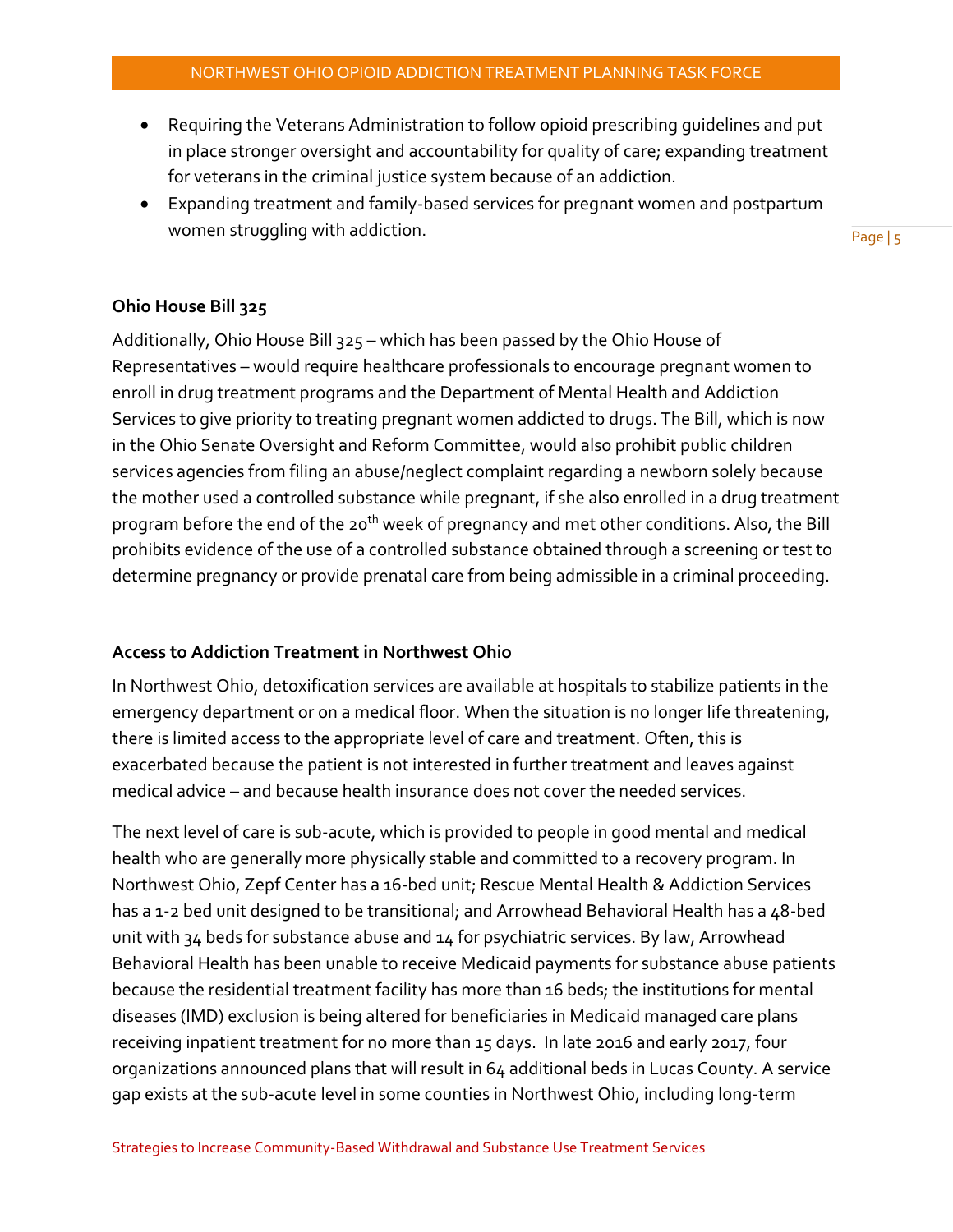- Requiring the Veterans Administration to follow opioid prescribing guidelines and put in place stronger oversight and accountability for quality of care; expanding treatment for veterans in the criminal justice system because of an addiction.
- Expanding treatment and family-based services for pregnant women and postpartum women struggling with addiction.

### Ohio House Bill 325

Additionally, Ohio House Bill 325 – which has been passed by the Ohio House of Representatives – would require healthcare professionals to encourage pregnant women to enroll in drug treatment programs and the Department of Mental Health and Addiction Services to give priority to treating pregnant women addicted to drugs. The Bill, which is now in the Ohio Senate Oversight and Reform Committee, would also prohibit public children services agencies from filing an abuse/neglect complaint regarding a newborn solely because the mother used a controlled substance while pregnant, if she also enrolled in a drug treatment program before the end of the 20th week of pregnancy and met other conditions. Also, the Bill prohibits evidence of the use of a controlled substance obtained through a screening or test to determine pregnancy or provide prenatal care from being admissible in a criminal proceeding.

### Access to Addiction Treatment in Northwest Ohio

In Northwest Ohio, detoxification services are available at hospitals to stabilize patients in the emergency department or on a medical floor. When the situation is no longer life threatening, there is limited access to the appropriate level of care and treatment. Often, this is exacerbated because the patient is not interested in further treatment and leaves against medical advice – and because health insurance does not cover the needed services.

The next level of care is sub-acute, which is provided to people in good mental and medical health who are generally more physically stable and committed to a recovery program. In Northwest Ohio, Zepf Center has a 16-bed unit; Rescue Mental Health & Addiction Services has a 1-2 bed unit designed to be transitional; and Arrowhead Behavioral Health has a 48-bed unit with 34 beds for substance abuse and 14 for psychiatric services. By law, Arrowhead Behavioral Health has been unable to receive Medicaid payments for substance abuse patients because the residential treatment facility has more than 16 beds; the institutions for mental diseases (IMD) exclusion is being altered for beneficiaries in Medicaid managed care plans receiving inpatient treatment for no more than 15 days. In late 2016 and early 2017, four organizations announced plans that will result in 64 additional beds in Lucas County. A service gap exists at the sub-acute level in some counties in Northwest Ohio, including long-term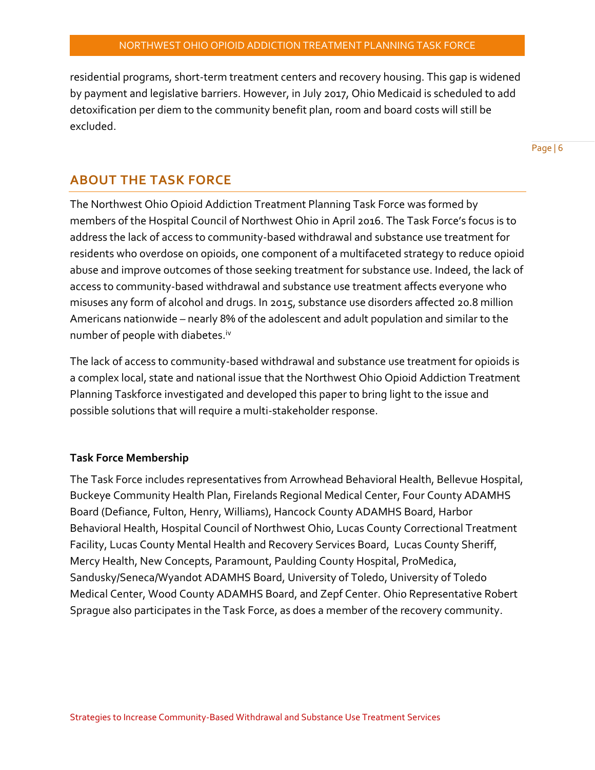residential programs, short-term treatment centers and recovery housing. This gap is widened by payment and legislative barriers. However, in July 2017, Ohio Medicaid is scheduled to add detoxification per diem to the community benefit plan, room and board costs will still be excluded.

## ABOUT THE TASK FORCE

The Northwest Ohio Opioid Addiction Treatment Planning Task Force was formed by members of the Hospital Council of Northwest Ohio in April 2016. The Task Force's focus is to address the lack of access to community-based withdrawal and substance use treatment for residents who overdose on opioids, one component of a multifaceted strategy to reduce opioid abuse and improve outcomes of those seeking treatment for substance use. Indeed, the lack of access to community-based withdrawal and substance use treatment affects everyone who misuses any form of alcohol and drugs. In 2015, substance use disorders affected 20.8 million Americans nationwide – nearly 8% of the adolescent and adult population and similar to the number of people with diabetes.[iv]

The lack of access to community-based withdrawal and substance use treatment for opioids is a complex local, state and national issue that the Northwest Ohio Opioid Addiction Treatment Planning Taskforce investigated and developed this paper to bring light to the issue and possible solutions that will require a multi-stakeholder response.

### Task Force Membership

The Task Force includes representatives from Arrowhead Behavioral Health, Bellevue Hospital, Buckeye Community Health Plan, Firelands Regional Medical Center, Four County ADAMHS Board (Defiance, Fulton, Henry, Williams), Hancock County ADAMHS Board, Harbor Behavioral Health, Hospital Council of Northwest Ohio, Lucas County Correctional Treatment Facility, Lucas County Mental Health and Recovery Services Board, Lucas County Sheriff, Mercy Health, New Concepts, Paramount, Paulding County Hospital, ProMedica, Sandusky/Seneca/Wyandot ADAMHS Board, University of Toledo, University of Toledo Medical Center, Wood County ADAMHS Board, and Zepf Center. Ohio Representative Robert Sprague also participates in the Task Force, as does a member of the recovery community.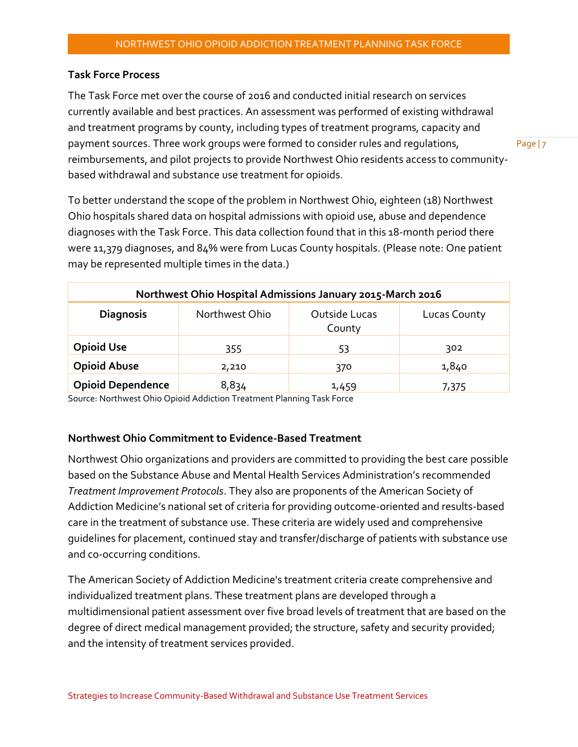### Task Force Process

The Task Force met over the course of 2016 and conducted initial research on services currently available and best practices. An assessment was performed of existing withdrawal and treatment programs by county, including types of treatment programs, capacity and payment sources. Three work groups were formed to consider rules and regulations, reimbursements, and pilot projects to provide Northwest Ohio residents access to community-based withdrawal and substance use treatment for opioids.

To better understand the scope of the problem in Northwest Ohio, eighteen (18) Northwest Ohio hospitals shared data on hospital admissions with opioid use, abuse and dependence diagnoses with the Task Force. This data collection found that in this 18-month period there were 11,379 diagnoses, and 84% were from Lucas County hospitals. (Please note: One patient may be represented multiple times in the data.)

**Northwest Ohio Hospital Admissions January 2015-March 2016**

| Diagnosis | Northwest Ohio | Outside Lucas County | Lucas County |
|---|---|---|---|
| **Opioid Use** | 355 | 53 | 302 |
| **Opioid Abuse** | 2,210 | 370 | 1,840 |
| **Opioid Dependence** | 8,834 | 1,459 | 7,375 |

Source: Northwest Ohio Opioid Addiction Treatment Planning Task Force

### Northwest Ohio Commitment to Evidence-Based Treatment

Northwest Ohio organizations and providers are committed to providing the best care possible based on the Substance Abuse and Mental Health Services Administration's recommended *Treatment Improvement Protocols*. They also are proponents of the American Society of Addiction Medicine's national set of criteria for providing outcome-oriented and results-based care in the treatment of substance use. These criteria are widely used and comprehensive guidelines for placement, continued stay and transfer/discharge of patients with substance use and co-occurring conditions.

The American Society of Addiction Medicine's treatment criteria create comprehensive and individualized treatment plans. These treatment plans are developed through a multidimensional patient assessment over five broad levels of treatment that are based on the degree of direct medical management provided; the structure, safety and security provided; and the intensity of treatment services provided.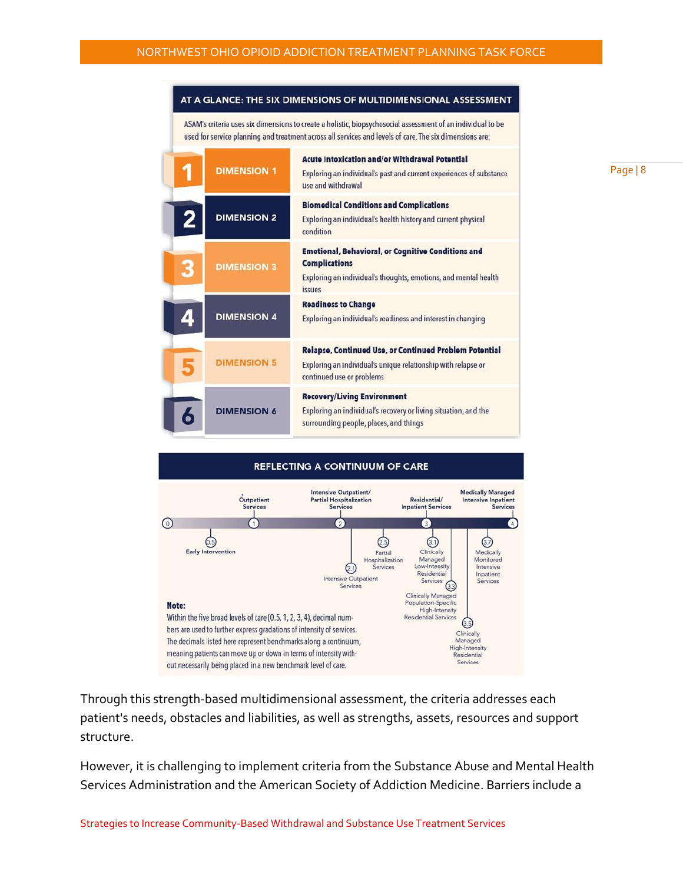## AT A GLANCE: THE SIX DIMENSIONS OF MULTIDIMENSIONAL ASSESSMENT

ASAM's criteria uses six dimensions to create a holistic, biopsychosocial assessment of an individual to be used for service planning and treatment across all services and levels of care. The six dimensions are:

| Dimension | Description |
|---|---|
| DIMENSION 1 | **Acute Intoxication and/or Withdrawal Potential**<br>Exploring an individual's past and current experiences of substance use and withdrawal |
| DIMENSION 2 | **Biomedical Conditions and Complications**<br>Exploring an individual's health history and current physical condition |
| DIMENSION 3 | **Emotional, Behavioral, or Cognitive Conditions and Complications**<br>Exploring an individual's thoughts, emotions, and mental health issues |
| DIMENSION 4 | **Readiness to Change**<br>Exploring an individual's readiness and interest in changing |
| DIMENSION 5 | **Relapse, Continued Use, or Continued Problem Potential**<br>Exploring an individual's unique relationship with relapse or continued use or problems |
| DIMENSION 6 | **Recovery/Living Environment**<br>Exploring an individual's recovery or living situation, and the surrounding people, places, and things |

## REFLECTING A CONTINUUM OF CARE

- 0
- 0.5 Early Intervention
- 1 Outpatient Services
- 2 Intensive Outpatient/Partial Hospitalization Services
  - 2.1 Intensive Outpatient Services
  - 2.5 Partial Hospitalization Services
- 3 Residential/Inpatient Services
  - 3.1 Clinically Managed Low-Intensity Residential Services
  - 3.3 Clinically Managed Population-Specific High-Intensity Residential Services
  - 3.5 Clinically Managed High-Intensity Residential Services
  - 3.7 Medically Monitored Intensive Inpatient Services
- 4 Medically Managed Intensive Inpatient Services

**Note:**
Within the five broad levels of care (0.5, 1, 2, 3, 4), decimal numbers are used to further express gradations of intensity of services. The decimals listed here represent benchmarks along a continuum, meaning patients can move up or down in terms of intensity without necessarily being placed in a new benchmark level of care.

Through this strength-based multidimensional assessment, the criteria addresses each patient's needs, obstacles and liabilities, as well as strengths, assets, resources and support structure.

However, it is challenging to implement criteria from the Substance Abuse and Mental Health Services Administration and the American Society of Addiction Medicine. Barriers include a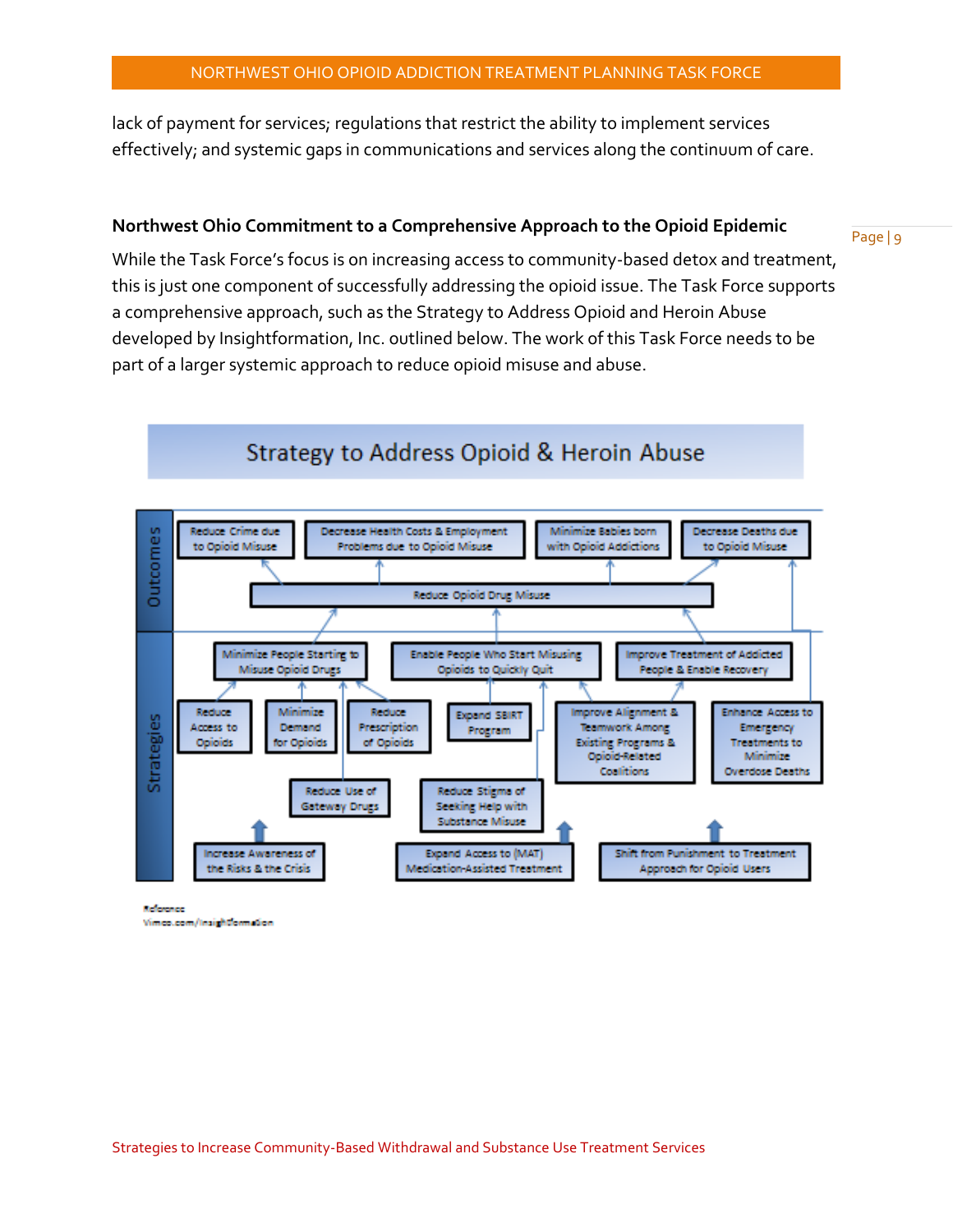lack of payment for services; regulations that restrict the ability to implement services effectively; and systemic gaps in communications and services along the continuum of care.

### Northwest Ohio Commitment to a Comprehensive Approach to the Opioid Epidemic

While the Task Force's focus is on increasing access to community-based detox and treatment, this is just one component of successfully addressing the opioid issue. The Task Force supports a comprehensive approach, such as the Strategy to Address Opioid and Heroin Abuse developed by Insightformation, Inc. outlined below. The work of this Task Force needs to be part of a larger systemic approach to reduce opioid misuse and abuse.

**Strategy to Address Opioid & Heroin Abuse**

**Outcomes**

- Reduce Crime due to Opioid Misuse
- Decrease Health Costs & Employment Problems due to Opioid Misuse
- Minimize Babies born with Opioid Addictions
- Decrease Deaths due to Opioid Misuse
- Reduce Opioid Drug Misuse

**Strategies**

- Minimize People Starting to Misuse Opioid Drugs
  - Reduce Access to Opioids
  - Minimize Demand for Opioids
  - Reduce Prescription of Opioids
  - Reduce Use of Gateway Drugs
  - Increase Awareness of the Risks & the Crisis
- Enable People Who Start Misusing Opioids to Quickly Quit
  - Expand SBIRT Program
  - Reduce Stigma of Seeking Help with Substance Misuse
- Improve Treatment of Addicted People & Enable Recovery
  - Improve Alignment & Teamwork Among Existing Programs & Opioid-Related Coalitions
  - Expand Access to (MAT) Medication-Assisted Treatment
- Enhance Access to Emergency Treatments to Minimize Overdose Deaths
- Shift from Punishment to Treatment Approach for Opioid Users

Reference
Vimeo.com/Insightformation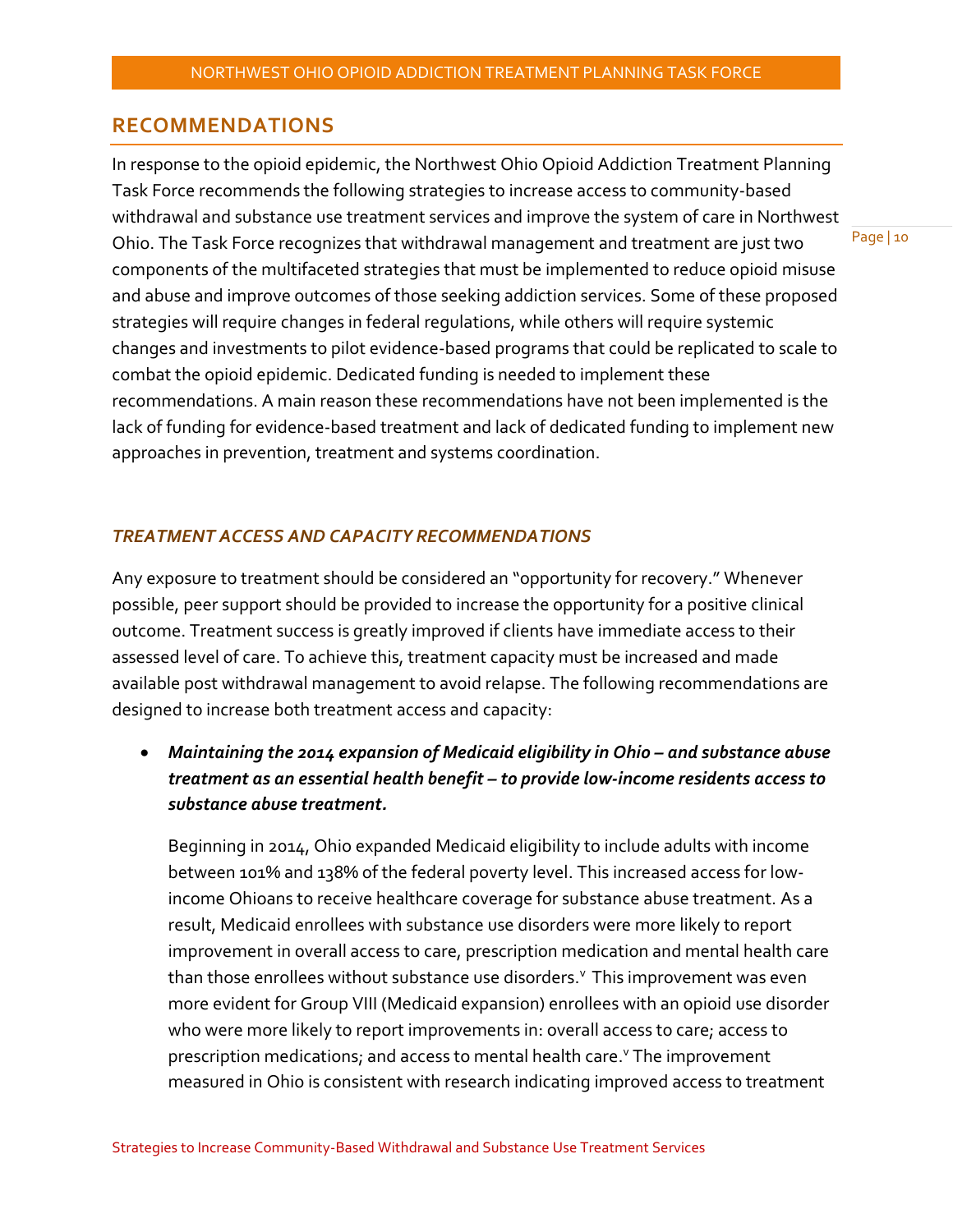## RECOMMENDATIONS

In response to the opioid epidemic, the Northwest Ohio Opioid Addiction Treatment Planning Task Force recommends the following strategies to increase access to community-based withdrawal and substance use treatment services and improve the system of care in Northwest Ohio. The Task Force recognizes that withdrawal management and treatment are just two components of the multifaceted strategies that must be implemented to reduce opioid misuse and abuse and improve outcomes of those seeking addiction services. Some of these proposed strategies will require changes in federal regulations, while others will require systemic changes and investments to pilot evidence-based programs that could be replicated to scale to combat the opioid epidemic. Dedicated funding is needed to implement these recommendations. A main reason these recommendations have not been implemented is the lack of funding for evidence-based treatment and lack of dedicated funding to implement new approaches in prevention, treatment and systems coordination.

### *TREATMENT ACCESS AND CAPACITY RECOMMENDATIONS*

Any exposure to treatment should be considered an "opportunity for recovery." Whenever possible, peer support should be provided to increase the opportunity for a positive clinical outcome. Treatment success is greatly improved if clients have immediate access to their assessed level of care. To achieve this, treatment capacity must be increased and made available post withdrawal management to avoid relapse. The following recommendations are designed to increase both treatment access and capacity:

- ***Maintaining the 2014 expansion of Medicaid eligibility in Ohio – and substance abuse treatment as an essential health benefit – to provide low-income residents access to substance abuse treatment.***

  Beginning in 2014, Ohio expanded Medicaid eligibility to include adults with income between 101% and 138% of the federal poverty level. This increased access for low-income Ohioans to receive healthcare coverage for substance abuse treatment. As a result, Medicaid enrollees with substance use disorders were more likely to report improvement in overall access to care, prescription medication and mental health care than those enrollees without substance use disorders.[v] This improvement was even more evident for Group VIII (Medicaid expansion) enrollees with an opioid use disorder who were more likely to report improvements in: overall access to care; access to prescription medications; and access to mental health care.[v] The improvement measured in Ohio is consistent with research indicating improved access to treatment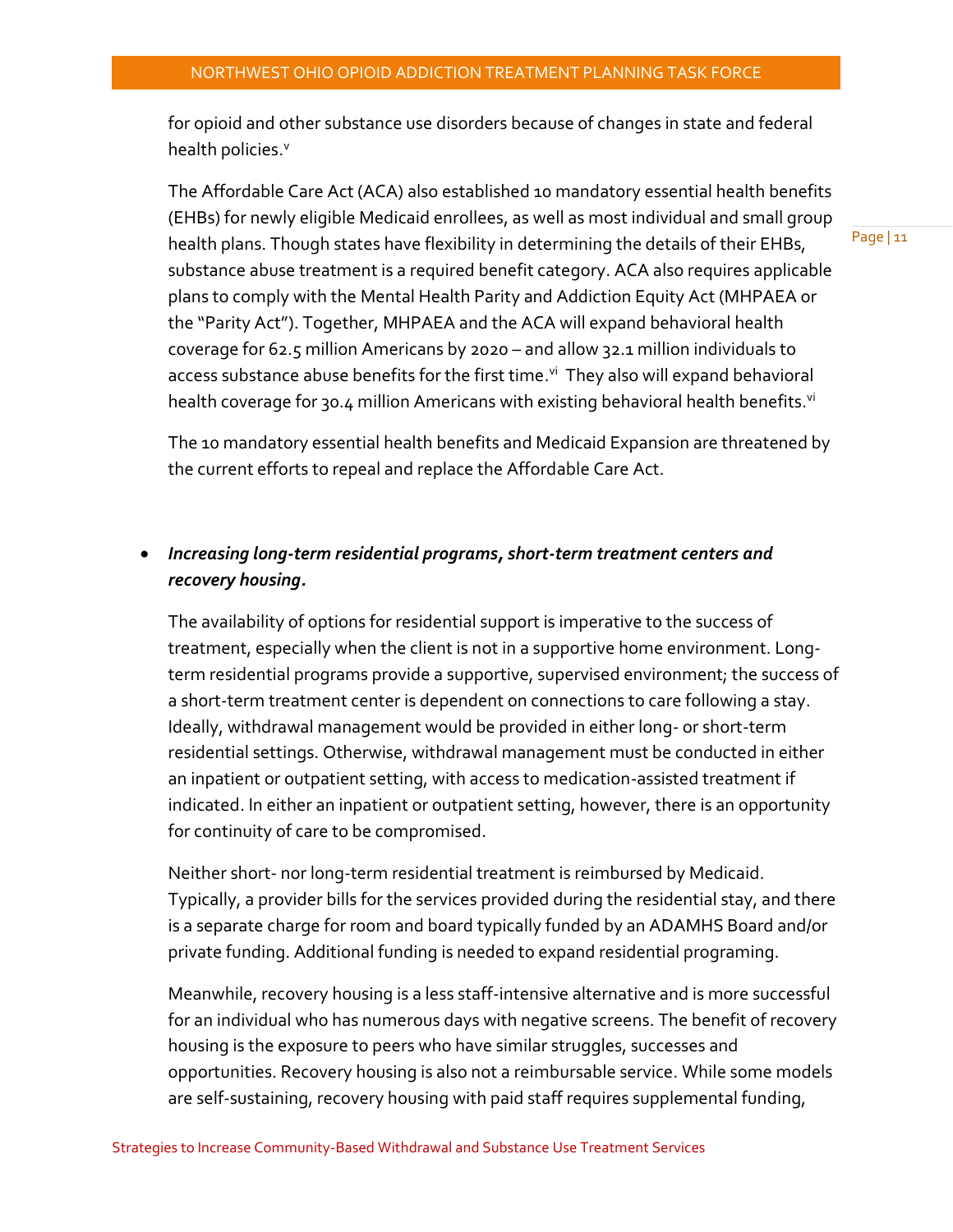for opioid and other substance use disorders because of changes in state and federal health policies.[v]

The Affordable Care Act (ACA) also established 10 mandatory essential health benefits (EHBs) for newly eligible Medicaid enrollees, as well as most individual and small group health plans. Though states have flexibility in determining the details of their EHBs, substance abuse treatment is a required benefit category. ACA also requires applicable plans to comply with the Mental Health Parity and Addiction Equity Act (MHPAEA or the "Parity Act"). Together, MHPAEA and the ACA will expand behavioral health coverage for 62.5 million Americans by 2020 – and allow 32.1 million individuals to access substance abuse benefits for the first time.[vi] They also will expand behavioral health coverage for 30.4 million Americans with existing behavioral health benefits.[vi]

The 10 mandatory essential health benefits and Medicaid Expansion are threatened by the current efforts to repeal and replace the Affordable Care Act.

- ***Increasing long-term residential programs, short-term treatment centers and recovery housing.***

  The availability of options for residential support is imperative to the success of treatment, especially when the client is not in a supportive home environment. Long-term residential programs provide a supportive, supervised environment; the success of a short-term treatment center is dependent on connections to care following a stay. Ideally, withdrawal management would be provided in either long- or short-term residential settings. Otherwise, withdrawal management must be conducted in either an inpatient or outpatient setting, with access to medication-assisted treatment if indicated. In either an inpatient or outpatient setting, however, there is an opportunity for continuity of care to be compromised.

  Neither short- nor long-term residential treatment is reimbursed by Medicaid. Typically, a provider bills for the services provided during the residential stay, and there is a separate charge for room and board typically funded by an ADAMHS Board and/or private funding. Additional funding is needed to expand residential programing.

  Meanwhile, recovery housing is a less staff-intensive alternative and is more successful for an individual who has numerous days with negative screens. The benefit of recovery housing is the exposure to peers who have similar struggles, successes and opportunities. Recovery housing is also not a reimbursable service. While some models are self-sustaining, recovery housing with paid staff requires supplemental funding,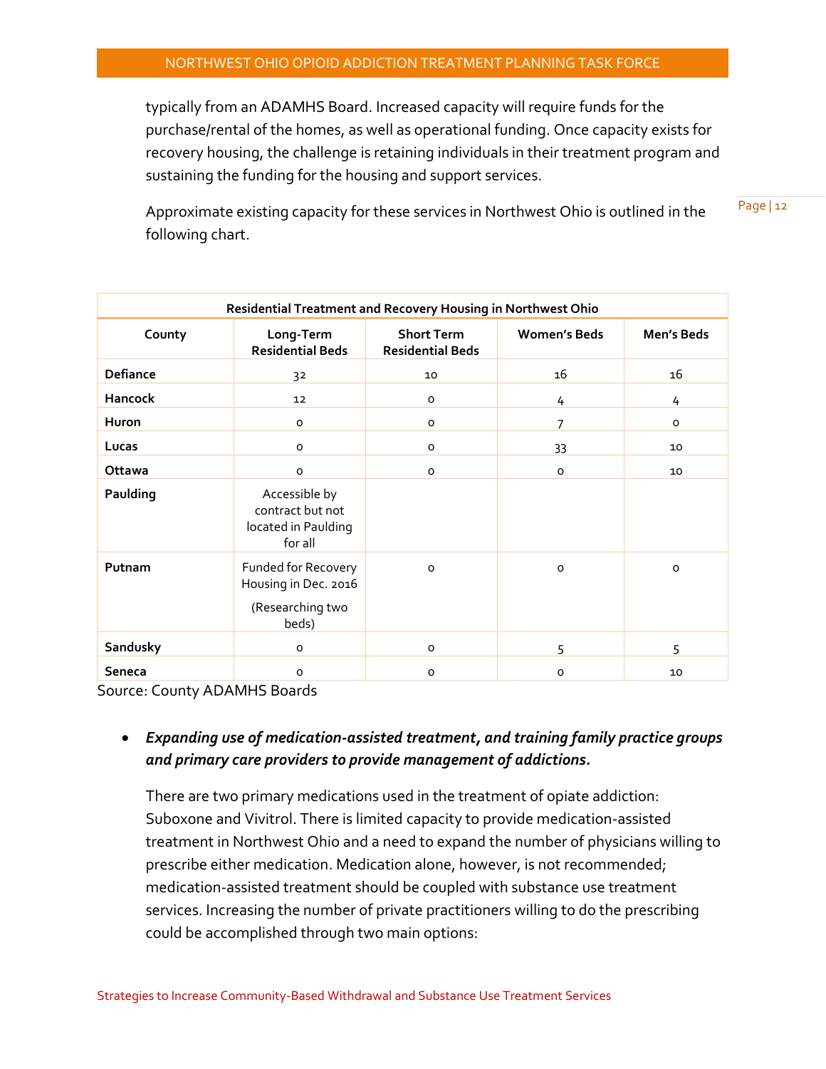typically from an ADAMHS Board. Increased capacity will require funds for the purchase/rental of the homes, as well as operational funding. Once capacity exists for recovery housing, the challenge is retaining individuals in their treatment program and sustaining the funding for the housing and support services.

Approximate existing capacity for these services in Northwest Ohio is outlined in the following chart.

| Residential Treatment and Recovery Housing in Northwest Ohio | | | | |
|---|---|---|---|---|
| **County** | **Long-Term Residential Beds** | **Short Term Residential Beds** | **Women's Beds** | **Men's Beds** |
| **Defiance** | 32 | 10 | 16 | 16 |
| **Hancock** | 12 | 0 | 4 | 4 |
| **Huron** | 0 | 0 | 7 | 0 |
| **Lucas** | 0 | 0 | 33 | 10 |
| **Ottawa** | 0 | 0 | 0 | 10 |
| **Paulding** | Accessible by contract but not located in Paulding for all | | | |
| **Putnam** | Funded for Recovery Housing in Dec. 2016 (Researching two beds) | 0 | 0 | 0 |
| **Sandusky** | 0 | 0 | 5 | 5 |
| **Seneca** | 0 | 0 | 0 | 10 |

Source: County ADAMHS Boards

- ***Expanding use of medication-assisted treatment, and training family practice groups and primary care providers to provide management of addictions.***

  There are two primary medications used in the treatment of opiate addiction: Suboxone and Vivitrol. There is limited capacity to provide medication-assisted treatment in Northwest Ohio and a need to expand the number of physicians willing to prescribe either medication. Medication alone, however, is not recommended; medication-assisted treatment should be coupled with substance use treatment services. Increasing the number of private practitioners willing to do the prescribing could be accomplished through two main options: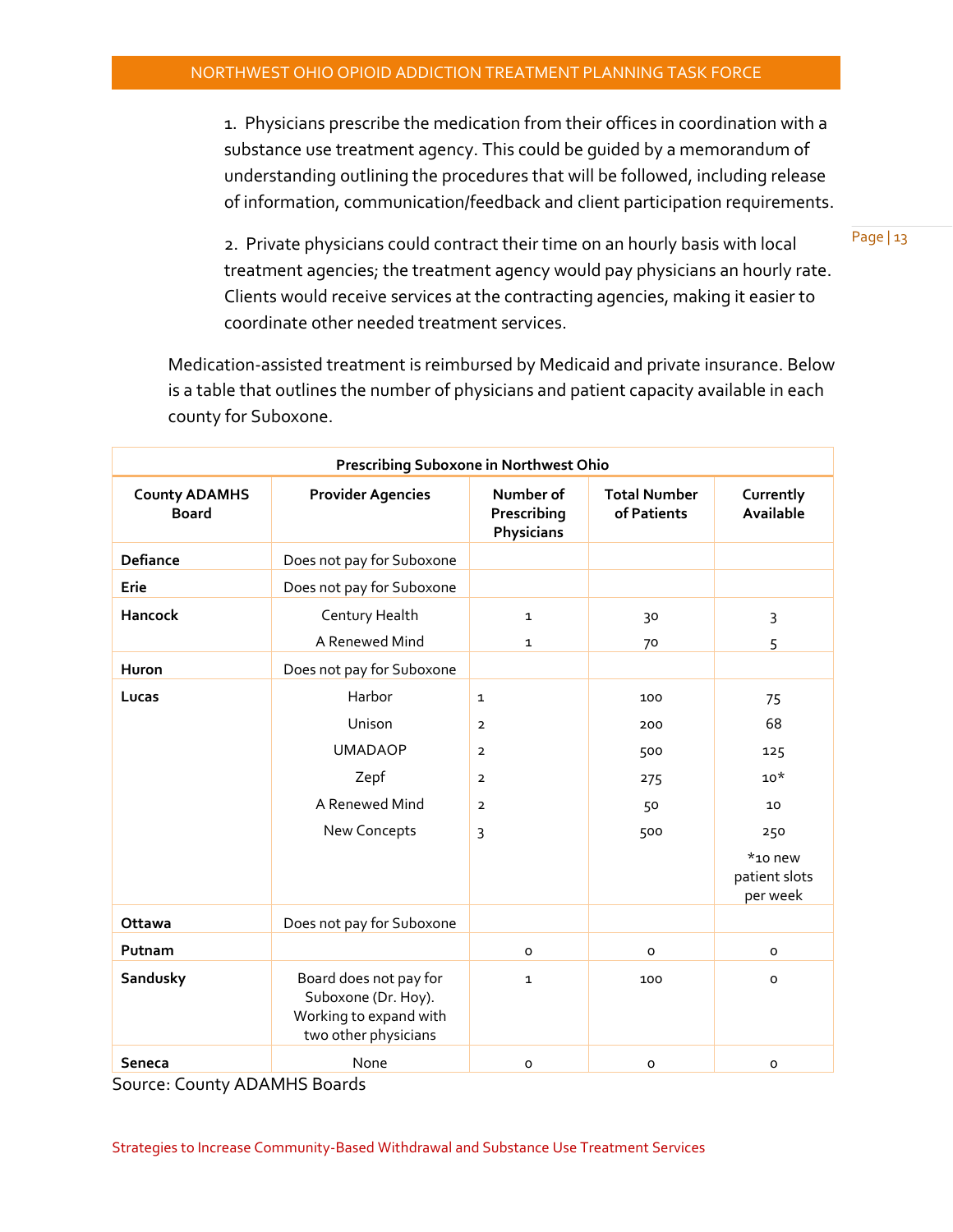1. Physicians prescribe the medication from their offices in coordination with a substance use treatment agency. This could be guided by a memorandum of understanding outlining the procedures that will be followed, including release of information, communication/feedback and client participation requirements.

2. Private physicians could contract their time on an hourly basis with local treatment agencies; the treatment agency would pay physicians an hourly rate. Clients would receive services at the contracting agencies, making it easier to coordinate other needed treatment services.

Medication-assisted treatment is reimbursed by Medicaid and private insurance. Below is a table that outlines the number of physicians and patient capacity available in each county for Suboxone.

| Prescribing Suboxone in Northwest Ohio | | | | |
|---|---|---|---|---|
| **County ADAMHS Board** | **Provider Agencies** | **Number of Prescribing Physicians** | **Total Number of Patients** | **Currently Available** |
| **Defiance** | Does not pay for Suboxone | | | |
| **Erie** | Does not pay for Suboxone | | | |
| **Hancock** | Century Health | 1 | 30 | 3 |
| | A Renewed Mind | 1 | 70 | 5 |
| **Huron** | Does not pay for Suboxone | | | |
| **Lucas** | Harbor | 1 | 100 | 75 |
| | Unison | 2 | 200 | 68 |
| | UMADAOP | 2 | 500 | 125 |
| | Zepf | 2 | 275 | 10* |
| | A Renewed Mind | 2 | 50 | 10 |
| | New Concepts | 3 | 500 | 250 |
| | | | | *10 new patient slots per week |
| **Ottawa** | Does not pay for Suboxone | | | |
| **Putnam** | | 0 | 0 | 0 |
| **Sandusky** | Board does not pay for Suboxone (Dr. Hoy). Working to expand with two other physicians | 1 | 100 | 0 |
| **Seneca** | None | 0 | 0 | 0 |

Source: County ADAMHS Boards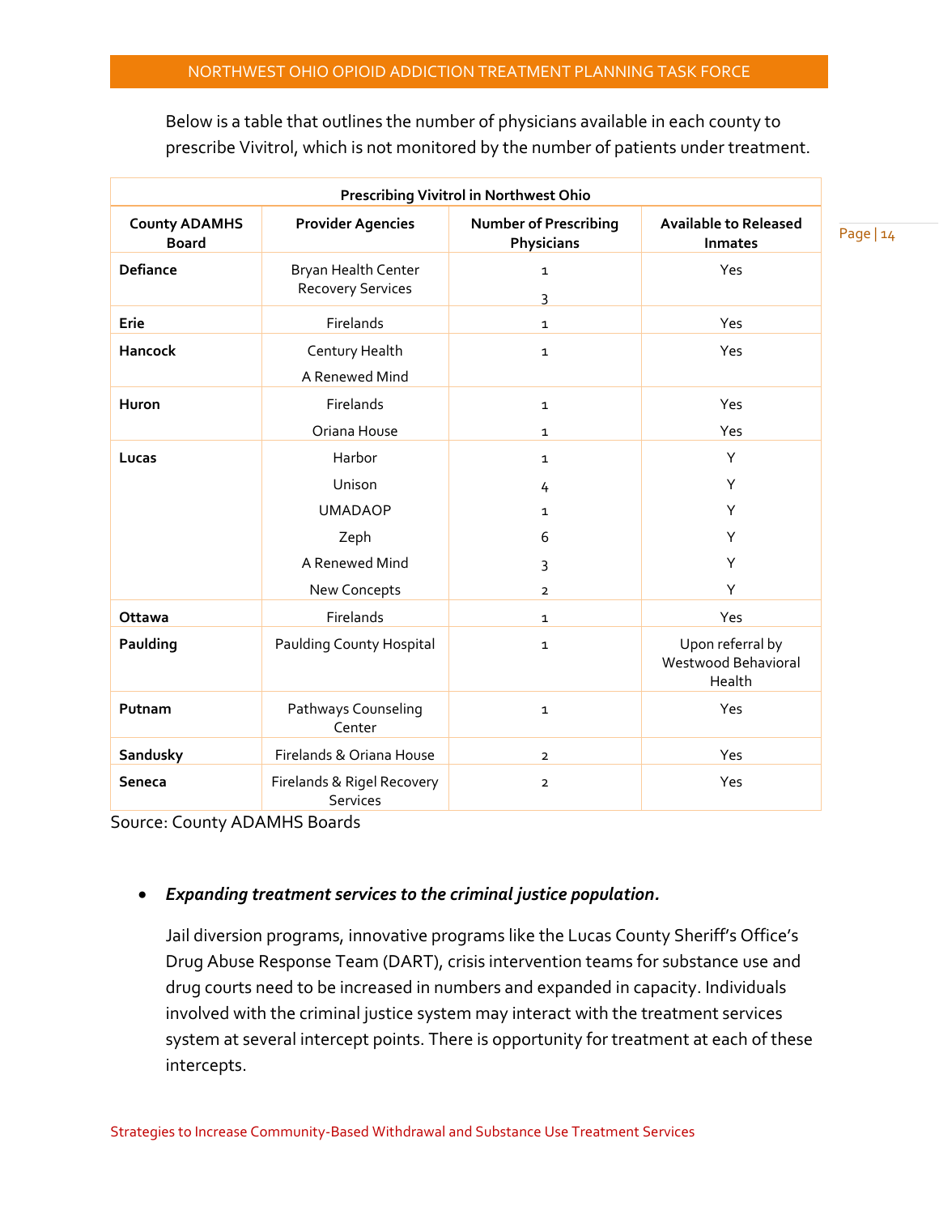Below is a table that outlines the number of physicians available in each county to prescribe Vivitrol, which is not monitored by the number of patients under treatment.

| Prescribing Vivitrol in Northwest Ohio | | | |
|---|---|---|---|
| **County ADAMHS Board** | **Provider Agencies** | **Number of Prescribing Physicians** | **Available to Released Inmates** |
| **Defiance** | Bryan Health Center<br>Recovery Services | 1<br>3 | Yes |
| **Erie** | Firelands | 1 | Yes |
| **Hancock** | Century Health<br>A Renewed Mind | 1 | Yes |
| **Huron** | Firelands<br>Oriana House | 1<br>1 | Yes<br>Yes |
| **Lucas** | Harbor<br>Unison<br>UMADAOP<br>Zeph<br>A Renewed Mind<br>New Concepts | 1<br>4<br>1<br>6<br>3<br>2 | Y<br>Y<br>Y<br>Y<br>Y<br>Y |
| **Ottawa** | Firelands | 1 | Yes |
| **Paulding** | Paulding County Hospital | 1 | Upon referral by Westwood Behavioral Health |
| **Putnam** | Pathways Counseling Center | 1 | Yes |
| **Sandusky** | Firelands & Oriana House | 2 | Yes |
| **Seneca** | Firelands & Rigel Recovery Services | 2 | Yes |

Source: County ADAMHS Boards

- ***Expanding treatment services to the criminal justice population.***

  Jail diversion programs, innovative programs like the Lucas County Sheriff's Office's Drug Abuse Response Team (DART), crisis intervention teams for substance use and drug courts need to be increased in numbers and expanded in capacity. Individuals involved with the criminal justice system may interact with the treatment services system at several intercept points. There is opportunity for treatment at each of these intercepts.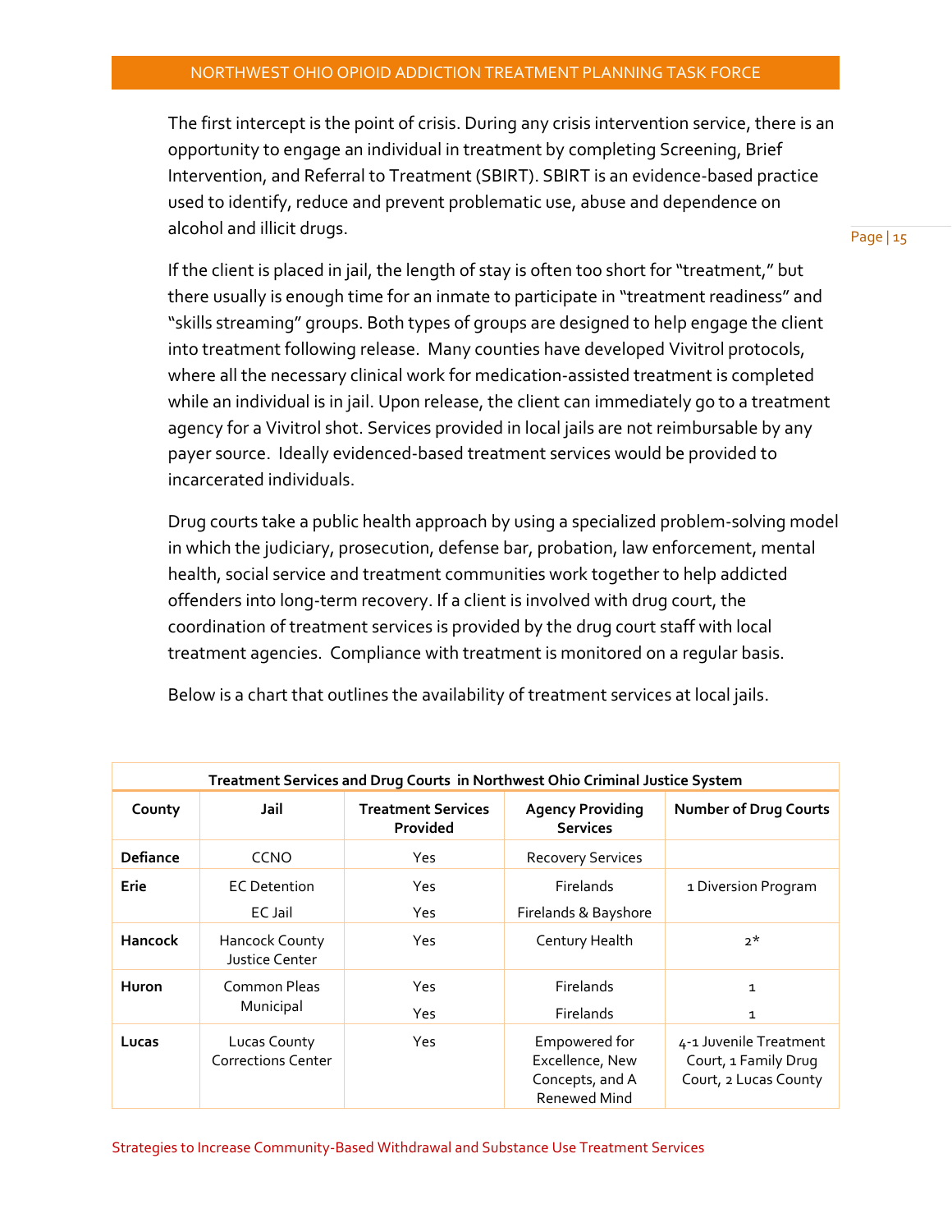The first intercept is the point of crisis. During any crisis intervention service, there is an opportunity to engage an individual in treatment by completing Screening, Brief Intervention, and Referral to Treatment (SBIRT). SBIRT is an evidence-based practice used to identify, reduce and prevent problematic use, abuse and dependence on alcohol and illicit drugs.

If the client is placed in jail, the length of stay is often too short for "treatment," but there usually is enough time for an inmate to participate in "treatment readiness" and "skills streaming" groups. Both types of groups are designed to help engage the client into treatment following release.  Many counties have developed Vivitrol protocols, where all the necessary clinical work for medication-assisted treatment is completed while an individual is in jail. Upon release, the client can immediately go to a treatment agency for a Vivitrol shot. Services provided in local jails are not reimbursable by any payer source.  Ideally evidenced-based treatment services would be provided to incarcerated individuals.

Drug courts take a public health approach by using a specialized problem-solving model in which the judiciary, prosecution, defense bar, probation, law enforcement, mental health, social service and treatment communities work together to help addicted offenders into long-term recovery. If a client is involved with drug court, the coordination of treatment services is provided by the drug court staff with local treatment agencies.  Compliance with treatment is monitored on a regular basis.

Below is a chart that outlines the availability of treatment services at local jails.

**Treatment Services and Drug Courts in Northwest Ohio Criminal Justice System**

| County | Jail | Treatment Services Provided | Agency Providing Services | Number of Drug Courts |
|---|---|---|---|---|
| **Defiance** | CCNO | Yes | Recovery Services | |
| **Erie** | EC Detention | Yes | Firelands | 1 Diversion Program |
| | EC Jail | Yes | Firelands & Bayshore | |
| **Hancock** | Hancock County Justice Center | Yes | Century Health | 2* |
| **Huron** | Common Pleas | Yes | Firelands | 1 |
| | Municipal | Yes | Firelands | 1 |
| **Lucas** | Lucas County Corrections Center | Yes | Empowered for Excellence, New Concepts, and A Renewed Mind | 4-1 Juvenile Treatment Court, 1 Family Drug Court, 2 Lucas County |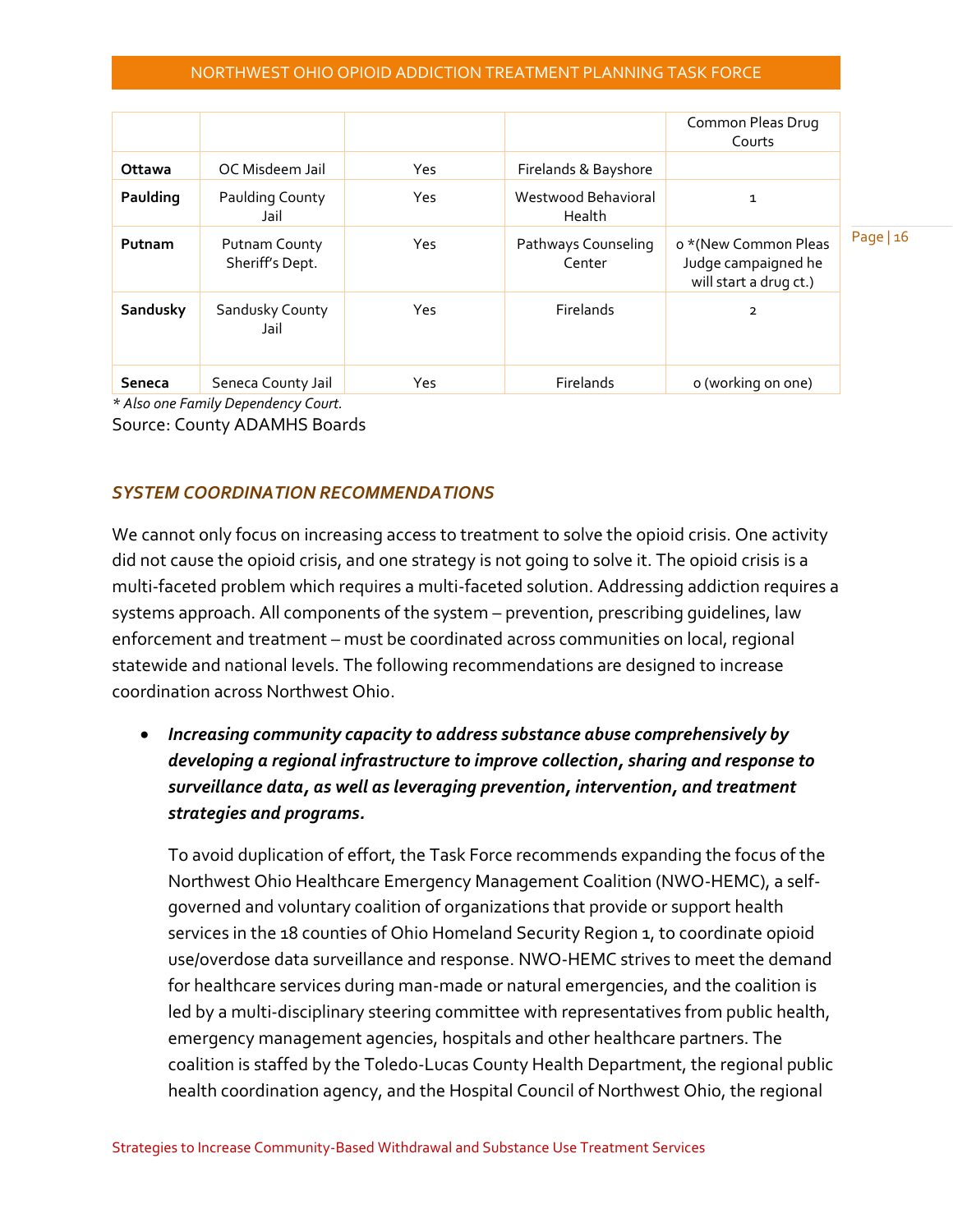| | | | | Common Pleas Drug Courts |
|---|---|---|---|---|
| **Ottawa** | OC Misdeem Jail | Yes | Firelands & Bayshore | |
| **Paulding** | Paulding County Jail | Yes | Westwood Behavioral Health | 1 |
| **Putnam** | Putnam County Sheriff's Dept. | Yes | Pathways Counseling Center | 0 *(New Common Pleas Judge campaigned he will start a drug ct.) |
| **Sandusky** | Sandusky County Jail | Yes | Firelands | 2 |
| **Seneca** | Seneca County Jail | Yes | Firelands | 0 (working on one) |

*\* Also one Family Dependency Court.*

Source: County ADAMHS Boards

### *SYSTEM COORDINATION RECOMMENDATIONS*

We cannot only focus on increasing access to treatment to solve the opioid crisis. One activity did not cause the opioid crisis, and one strategy is not going to solve it. The opioid crisis is a multi-faceted problem which requires a multi-faceted solution. Addressing addiction requires a systems approach. All components of the system – prevention, prescribing guidelines, law enforcement and treatment – must be coordinated across communities on local, regional statewide and national levels. The following recommendations are designed to increase coordination across Northwest Ohio.

- ***Increasing community capacity to address substance abuse comprehensively by developing a regional infrastructure to improve collection, sharing and response to surveillance data, as well as leveraging prevention, intervention, and treatment strategies and programs.***

  To avoid duplication of effort, the Task Force recommends expanding the focus of the Northwest Ohio Healthcare Emergency Management Coalition (NWO-HEMC), a self-governed and voluntary coalition of organizations that provide or support health services in the 18 counties of Ohio Homeland Security Region 1, to coordinate opioid use/overdose data surveillance and response. NWO-HEMC strives to meet the demand for healthcare services during man-made or natural emergencies, and the coalition is led by a multi-disciplinary steering committee with representatives from public health, emergency management agencies, hospitals and other healthcare partners. The coalition is staffed by the Toledo-Lucas County Health Department, the regional public health coordination agency, and the Hospital Council of Northwest Ohio, the regional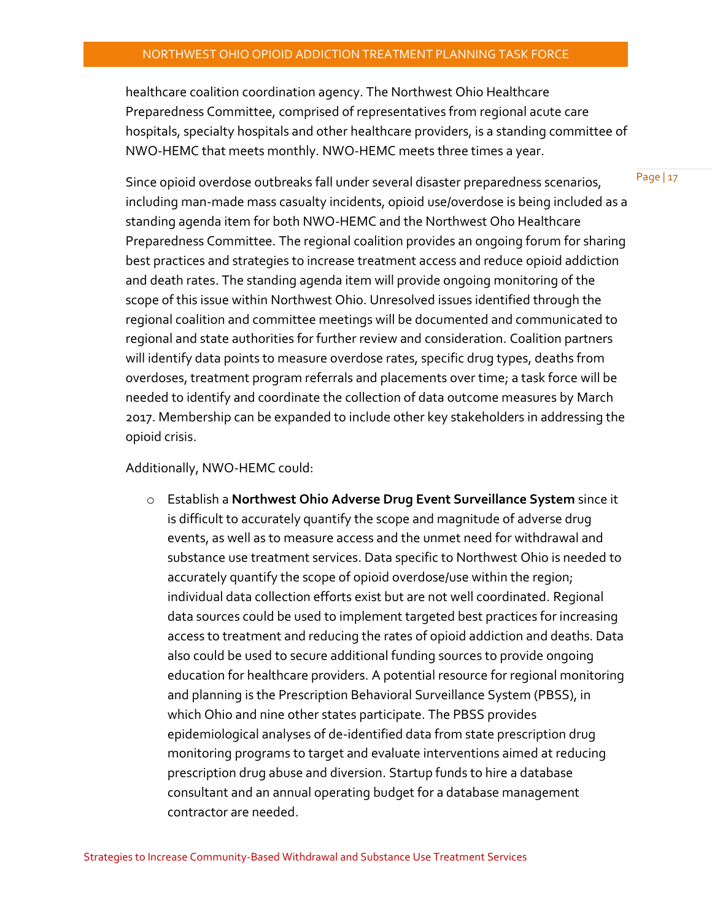healthcare coalition coordination agency. The Northwest Ohio Healthcare Preparedness Committee, comprised of representatives from regional acute care hospitals, specialty hospitals and other healthcare providers, is a standing committee of NWO-HEMC that meets monthly. NWO-HEMC meets three times a year.

Since opioid overdose outbreaks fall under several disaster preparedness scenarios, including man-made mass casualty incidents, opioid use/overdose is being included as a standing agenda item for both NWO-HEMC and the Northwest Oho Healthcare Preparedness Committee. The regional coalition provides an ongoing forum for sharing best practices and strategies to increase treatment access and reduce opioid addiction and death rates. The standing agenda item will provide ongoing monitoring of the scope of this issue within Northwest Ohio. Unresolved issues identified through the regional coalition and committee meetings will be documented and communicated to regional and state authorities for further review and consideration. Coalition partners will identify data points to measure overdose rates, specific drug types, deaths from overdoses, treatment program referrals and placements over time; a task force will be needed to identify and coordinate the collection of data outcome measures by March 2017. Membership can be expanded to include other key stakeholders in addressing the opioid crisis.

Additionally, NWO-HEMC could:

- Establish a **Northwest Ohio Adverse Drug Event Surveillance System** since it is difficult to accurately quantify the scope and magnitude of adverse drug events, as well as to measure access and the unmet need for withdrawal and substance use treatment services. Data specific to Northwest Ohio is needed to accurately quantify the scope of opioid overdose/use within the region; individual data collection efforts exist but are not well coordinated. Regional data sources could be used to implement targeted best practices for increasing access to treatment and reducing the rates of opioid addiction and deaths. Data also could be used to secure additional funding sources to provide ongoing education for healthcare providers. A potential resource for regional monitoring and planning is the Prescription Behavioral Surveillance System (PBSS), in which Ohio and nine other states participate. The PBSS provides epidemiological analyses of de-identified data from state prescription drug monitoring programs to target and evaluate interventions aimed at reducing prescription drug abuse and diversion. Startup funds to hire a database consultant and an annual operating budget for a database management contractor are needed.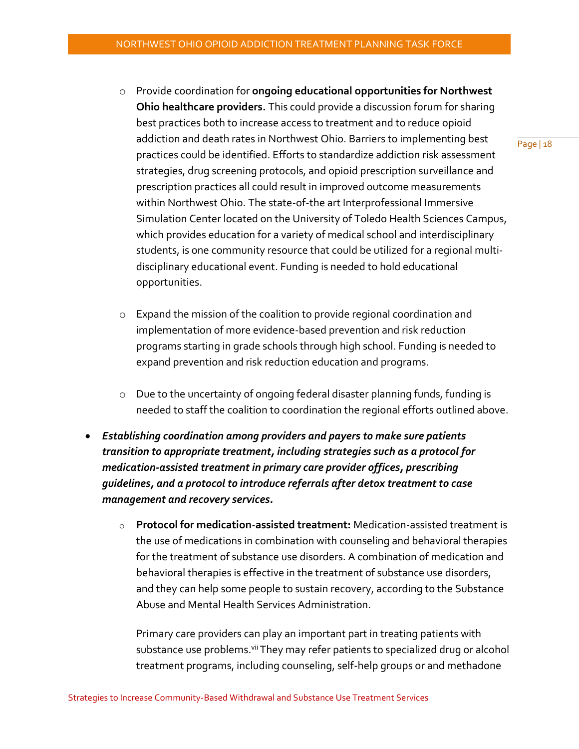- Provide coordination for **ongoing educational opportunities for Northwest Ohio healthcare providers.** This could provide a discussion forum for sharing best practices both to increase access to treatment and to reduce opioid addiction and death rates in Northwest Ohio. Barriers to implementing best practices could be identified. Efforts to standardize addiction risk assessment strategies, drug screening protocols, and opioid prescription surveillance and prescription practices all could result in improved outcome measurements within Northwest Ohio. The state-of-the art Interprofessional Immersive Simulation Center located on the University of Toledo Health Sciences Campus, which provides education for a variety of medical school and interdisciplinary students, is one community resource that could be utilized for a regional multi-disciplinary educational event. Funding is needed to hold educational opportunities.

- Expand the mission of the coalition to provide regional coordination and implementation of more evidence-based prevention and risk reduction programs starting in grade schools through high school. Funding is needed to expand prevention and risk reduction education and programs.

- Due to the uncertainty of ongoing federal disaster planning funds, funding is needed to staff the coalition to coordination the regional efforts outlined above.

- ***Establishing coordination among providers and payers to make sure patients transition to appropriate treatment, including strategies such as a protocol for medication-assisted treatment in primary care provider offices, prescribing guidelines, and a protocol to introduce referrals after detox treatment to case management and recovery services.***

  - **Protocol for medication-assisted treatment:** Medication-assisted treatment is the use of medications in combination with counseling and behavioral therapies for the treatment of substance use disorders. A combination of medication and behavioral therapies is effective in the treatment of substance use disorders, and they can help some people to sustain recovery, according to the Substance Abuse and Mental Health Services Administration.

    Primary care providers can play an important part in treating patients with substance use problems.[vii] They may refer patients to specialized drug or alcohol treatment programs, including counseling, self-help groups or and methadone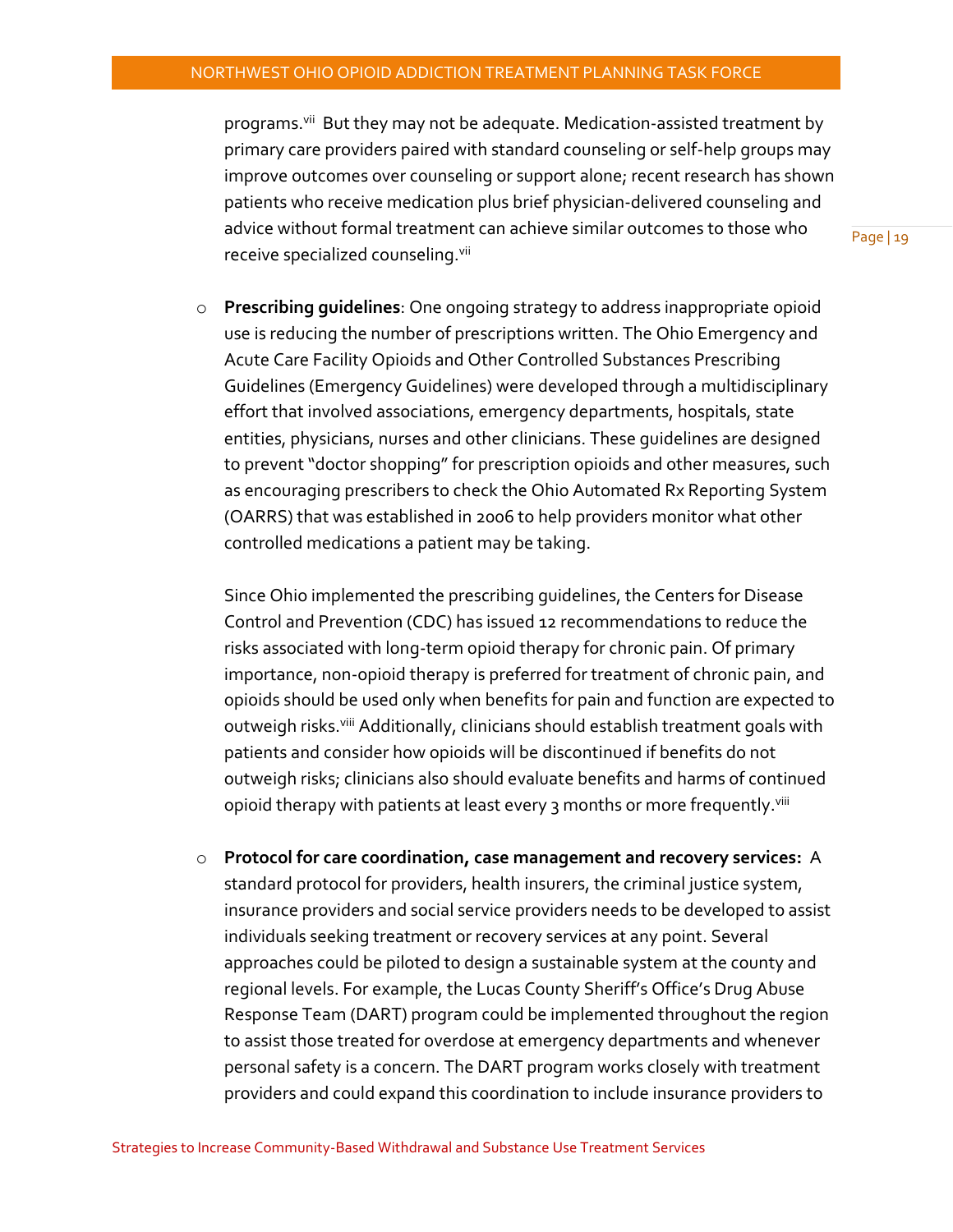programs.[vii] But they may not be adequate. Medication-assisted treatment by primary care providers paired with standard counseling or self-help groups may improve outcomes over counseling or support alone; recent research has shown patients who receive medication plus brief physician-delivered counseling and advice without formal treatment can achieve similar outcomes to those who receive specialized counseling.[vii]

- **Prescribing guidelines**: One ongoing strategy to address inappropriate opioid use is reducing the number of prescriptions written. The Ohio Emergency and Acute Care Facility Opioids and Other Controlled Substances Prescribing Guidelines (Emergency Guidelines) were developed through a multidisciplinary effort that involved associations, emergency departments, hospitals, state entities, physicians, nurses and other clinicians. These guidelines are designed to prevent "doctor shopping" for prescription opioids and other measures, such as encouraging prescribers to check the Ohio Automated Rx Reporting System (OARRS) that was established in 2006 to help providers monitor what other controlled medications a patient may be taking.

  Since Ohio implemented the prescribing guidelines, the Centers for Disease Control and Prevention (CDC) has issued 12 recommendations to reduce the risks associated with long-term opioid therapy for chronic pain. Of primary importance, non-opioid therapy is preferred for treatment of chronic pain, and opioids should be used only when benefits for pain and function are expected to outweigh risks.[viii] Additionally, clinicians should establish treatment goals with patients and consider how opioids will be discontinued if benefits do not outweigh risks; clinicians also should evaluate benefits and harms of continued opioid therapy with patients at least every 3 months or more frequently.[viii]

- **Protocol for care coordination, case management and recovery services:** A standard protocol for providers, health insurers, the criminal justice system, insurance providers and social service providers needs to be developed to assist individuals seeking treatment or recovery services at any point. Several approaches could be piloted to design a sustainable system at the county and regional levels. For example, the Lucas County Sheriff's Office's Drug Abuse Response Team (DART) program could be implemented throughout the region to assist those treated for overdose at emergency departments and whenever personal safety is a concern. The DART program works closely with treatment providers and could expand this coordination to include insurance providers to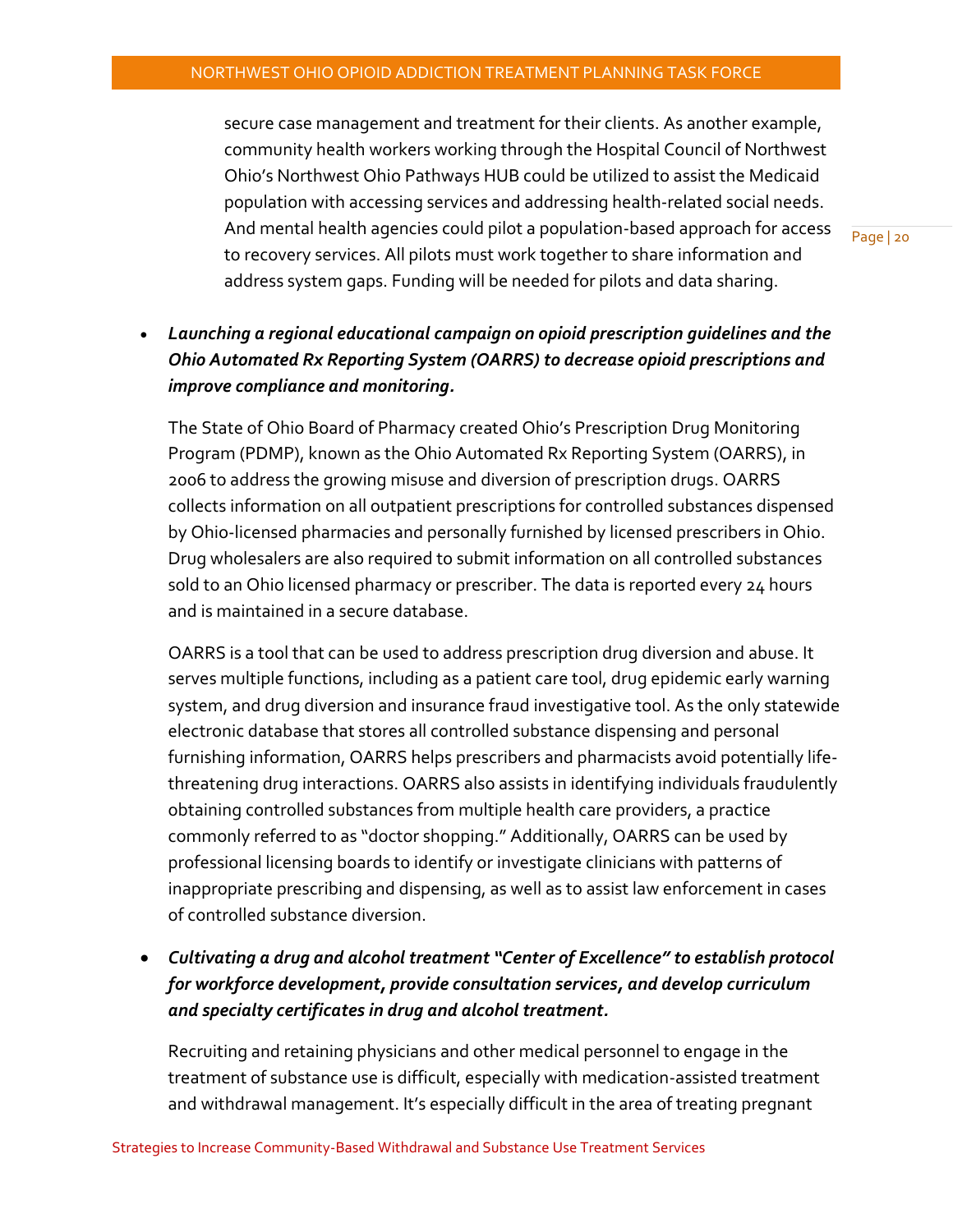secure case management and treatment for their clients. As another example, community health workers working through the Hospital Council of Northwest Ohio's Northwest Ohio Pathways HUB could be utilized to assist the Medicaid population with accessing services and addressing health-related social needs. And mental health agencies could pilot a population-based approach for access to recovery services. All pilots must work together to share information and address system gaps. Funding will be needed for pilots and data sharing.

- ***Launching a regional educational campaign on opioid prescription guidelines and the Ohio Automated Rx Reporting System (OARRS) to decrease opioid prescriptions and improve compliance and monitoring.***

  The State of Ohio Board of Pharmacy created Ohio's Prescription Drug Monitoring Program (PDMP), known as the Ohio Automated Rx Reporting System (OARRS), in 2006 to address the growing misuse and diversion of prescription drugs. OARRS collects information on all outpatient prescriptions for controlled substances dispensed by Ohio-licensed pharmacies and personally furnished by licensed prescribers in Ohio. Drug wholesalers are also required to submit information on all controlled substances sold to an Ohio licensed pharmacy or prescriber. The data is reported every 24 hours and is maintained in a secure database.

  OARRS is a tool that can be used to address prescription drug diversion and abuse. It serves multiple functions, including as a patient care tool, drug epidemic early warning system, and drug diversion and insurance fraud investigative tool. As the only statewide electronic database that stores all controlled substance dispensing and personal furnishing information, OARRS helps prescribers and pharmacists avoid potentially life-threatening drug interactions. OARRS also assists in identifying individuals fraudulently obtaining controlled substances from multiple health care providers, a practice commonly referred to as "doctor shopping." Additionally, OARRS can be used by professional licensing boards to identify or investigate clinicians with patterns of inappropriate prescribing and dispensing, as well as to assist law enforcement in cases of controlled substance diversion.

- ***Cultivating a drug and alcohol treatment "Center of Excellence" to establish protocol for workforce development, provide consultation services, and develop curriculum and specialty certificates in drug and alcohol treatment.***

  Recruiting and retaining physicians and other medical personnel to engage in the treatment of substance use is difficult, especially with medication-assisted treatment and withdrawal management. It's especially difficult in the area of treating pregnant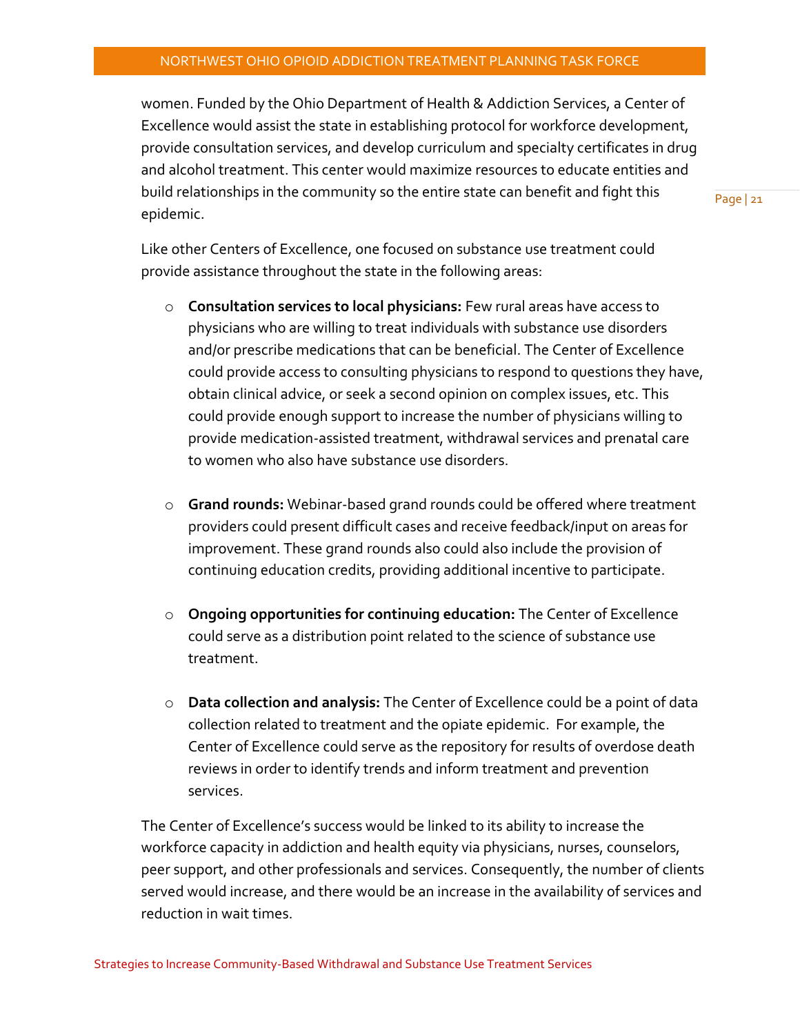women. Funded by the Ohio Department of Health & Addiction Services, a Center of Excellence would assist the state in establishing protocol for workforce development, provide consultation services, and develop curriculum and specialty certificates in drug and alcohol treatment. This center would maximize resources to educate entities and build relationships in the community so the entire state can benefit and fight this epidemic.

Like other Centers of Excellence, one focused on substance use treatment could provide assistance throughout the state in the following areas:

- **Consultation services to local physicians:** Few rural areas have access to physicians who are willing to treat individuals with substance use disorders and/or prescribe medications that can be beneficial. The Center of Excellence could provide access to consulting physicians to respond to questions they have, obtain clinical advice, or seek a second opinion on complex issues, etc. This could provide enough support to increase the number of physicians willing to provide medication-assisted treatment, withdrawal services and prenatal care to women who also have substance use disorders.

- **Grand rounds:** Webinar-based grand rounds could be offered where treatment providers could present difficult cases and receive feedback/input on areas for improvement. These grand rounds also could also include the provision of continuing education credits, providing additional incentive to participate.

- **Ongoing opportunities for continuing education:** The Center of Excellence could serve as a distribution point related to the science of substance use treatment.

- **Data collection and analysis:** The Center of Excellence could be a point of data collection related to treatment and the opiate epidemic. For example, the Center of Excellence could serve as the repository for results of overdose death reviews in order to identify trends and inform treatment and prevention services.

The Center of Excellence's success would be linked to its ability to increase the workforce capacity in addiction and health equity via physicians, nurses, counselors, peer support, and other professionals and services. Consequently, the number of clients served would increase, and there would be an increase in the availability of services and reduction in wait times.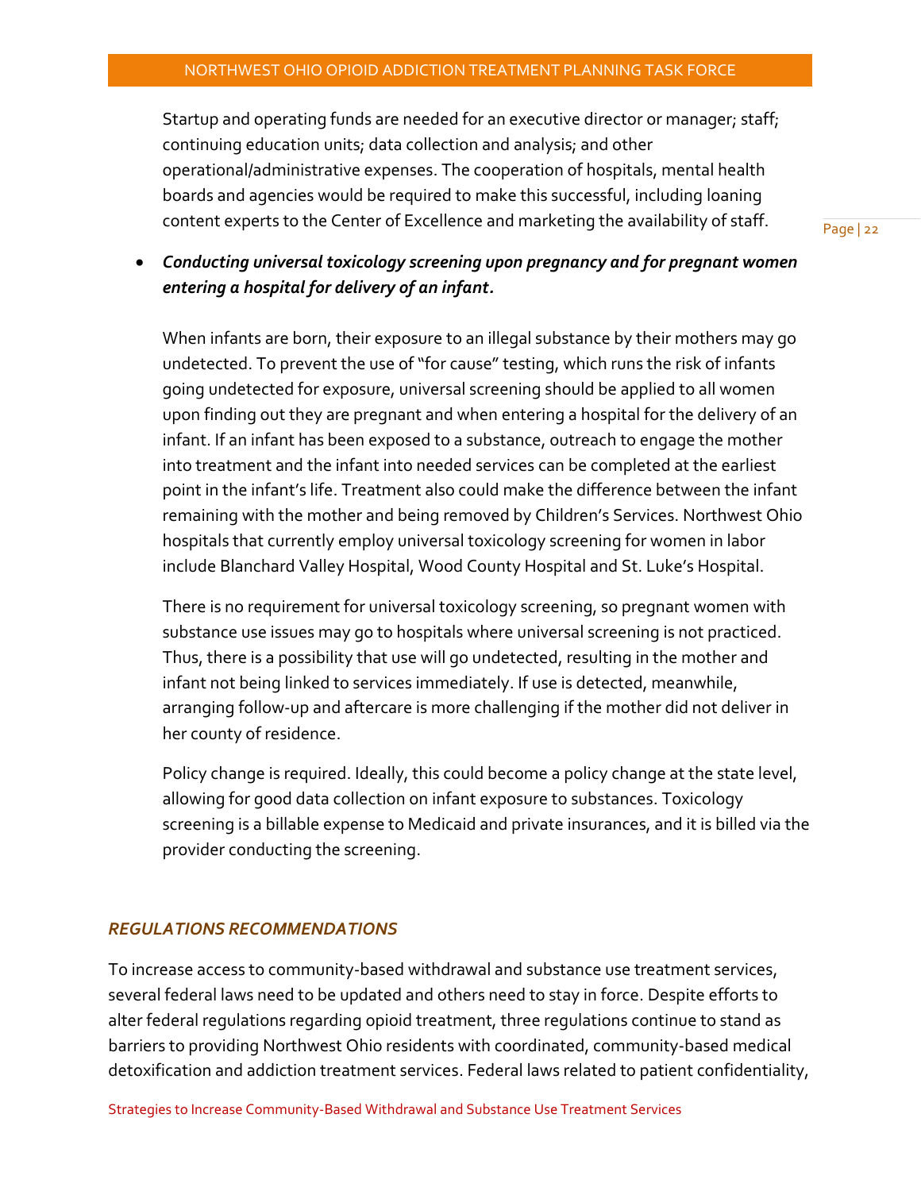Startup and operating funds are needed for an executive director or manager; staff; continuing education units; data collection and analysis; and other operational/administrative expenses. The cooperation of hospitals, mental health boards and agencies would be required to make this successful, including loaning content experts to the Center of Excellence and marketing the availability of staff.

- ***Conducting universal toxicology screening upon pregnancy and for pregnant women entering a hospital for delivery of an infant.***

  When infants are born, their exposure to an illegal substance by their mothers may go undetected. To prevent the use of "for cause" testing, which runs the risk of infants going undetected for exposure, universal screening should be applied to all women upon finding out they are pregnant and when entering a hospital for the delivery of an infant. If an infant has been exposed to a substance, outreach to engage the mother into treatment and the infant into needed services can be completed at the earliest point in the infant's life. Treatment also could make the difference between the infant remaining with the mother and being removed by Children's Services. Northwest Ohio hospitals that currently employ universal toxicology screening for women in labor include Blanchard Valley Hospital, Wood County Hospital and St. Luke's Hospital.

  There is no requirement for universal toxicology screening, so pregnant women with substance use issues may go to hospitals where universal screening is not practiced. Thus, there is a possibility that use will go undetected, resulting in the mother and infant not being linked to services immediately. If use is detected, meanwhile, arranging follow-up and aftercare is more challenging if the mother did not deliver in her county of residence.

  Policy change is required. Ideally, this could become a policy change at the state level, allowing for good data collection on infant exposure to substances. Toxicology screening is a billable expense to Medicaid and private insurances, and it is billed via the provider conducting the screening.

### *REGULATIONS RECOMMENDATIONS*

To increase access to community-based withdrawal and substance use treatment services, several federal laws need to be updated and others need to stay in force. Despite efforts to alter federal regulations regarding opioid treatment, three regulations continue to stand as barriers to providing Northwest Ohio residents with coordinated, community-based medical detoxification and addiction treatment services. Federal laws related to patient confidentiality,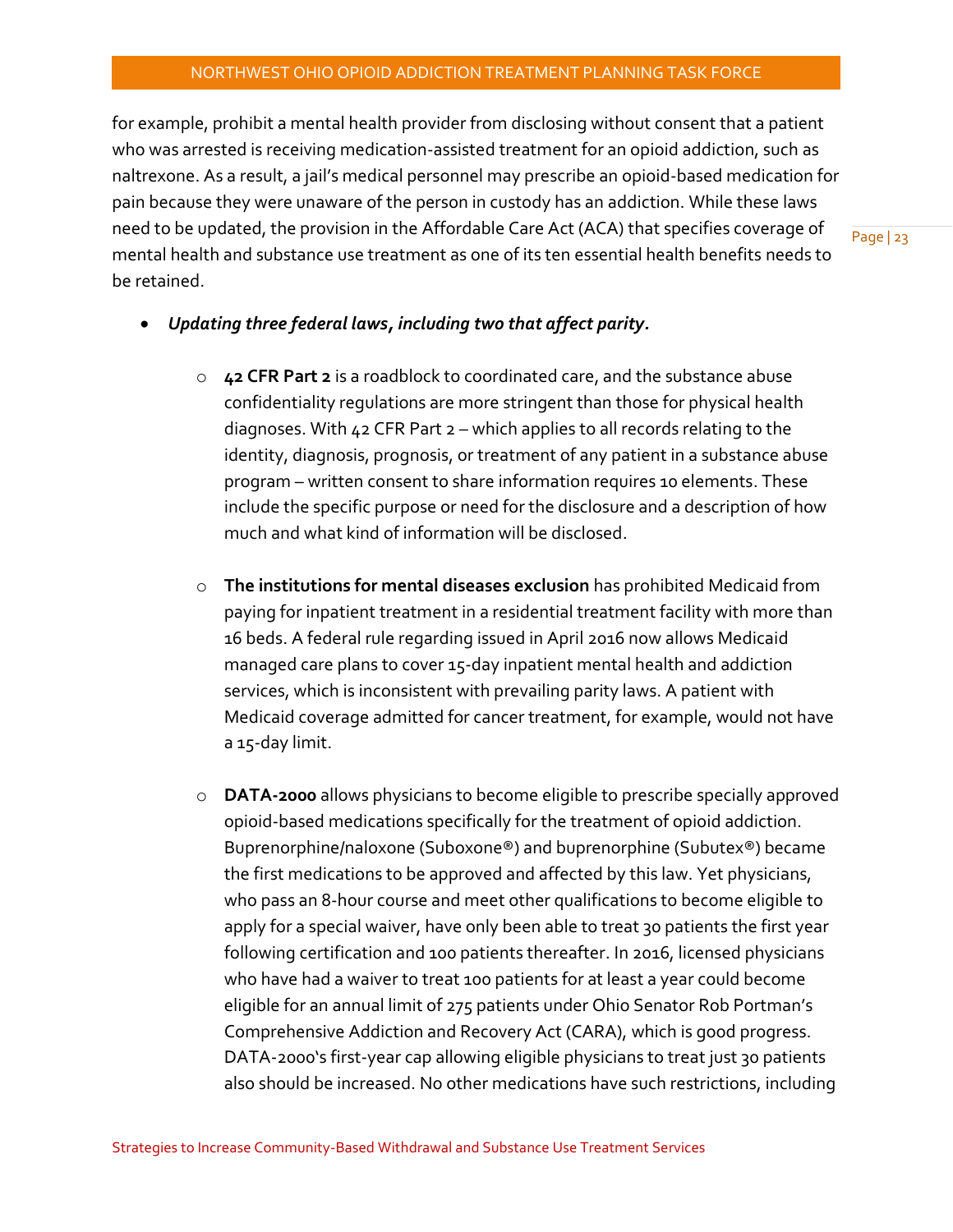for example, prohibit a mental health provider from disclosing without consent that a patient who was arrested is receiving medication-assisted treatment for an opioid addiction, such as naltrexone. As a result, a jail's medical personnel may prescribe an opioid-based medication for pain because they were unaware of the person in custody has an addiction. While these laws need to be updated, the provision in the Affordable Care Act (ACA) that specifies coverage of mental health and substance use treatment as one of its ten essential health benefits needs to be retained.

- ***Updating three federal laws, including two that affect parity.***

  - **42 CFR Part 2** is a roadblock to coordinated care, and the substance abuse confidentiality regulations are more stringent than those for physical health diagnoses. With 42 CFR Part 2 – which applies to all records relating to the identity, diagnosis, prognosis, or treatment of any patient in a substance abuse program – written consent to share information requires 10 elements. These include the specific purpose or need for the disclosure and a description of how much and what kind of information will be disclosed.

  - **The institutions for mental diseases exclusion** has prohibited Medicaid from paying for inpatient treatment in a residential treatment facility with more than 16 beds. A federal rule regarding issued in April 2016 now allows Medicaid managed care plans to cover 15-day inpatient mental health and addiction services, which is inconsistent with prevailing parity laws. A patient with Medicaid coverage admitted for cancer treatment, for example, would not have a 15-day limit.

  - **DATA-2000** allows physicians to become eligible to prescribe specially approved opioid-based medications specifically for the treatment of opioid addiction. Buprenorphine/naloxone (Suboxone®) and buprenorphine (Subutex®) became the first medications to be approved and affected by this law. Yet physicians, who pass an 8-hour course and meet other qualifications to become eligible to apply for a special waiver, have only been able to treat 30 patients the first year following certification and 100 patients thereafter. In 2016, licensed physicians who have had a waiver to treat 100 patients for at least a year could become eligible for an annual limit of 275 patients under Ohio Senator Rob Portman's Comprehensive Addiction and Recovery Act (CARA), which is good progress. DATA-2000's first-year cap allowing eligible physicians to treat just 30 patients also should be increased. No other medications have such restrictions, including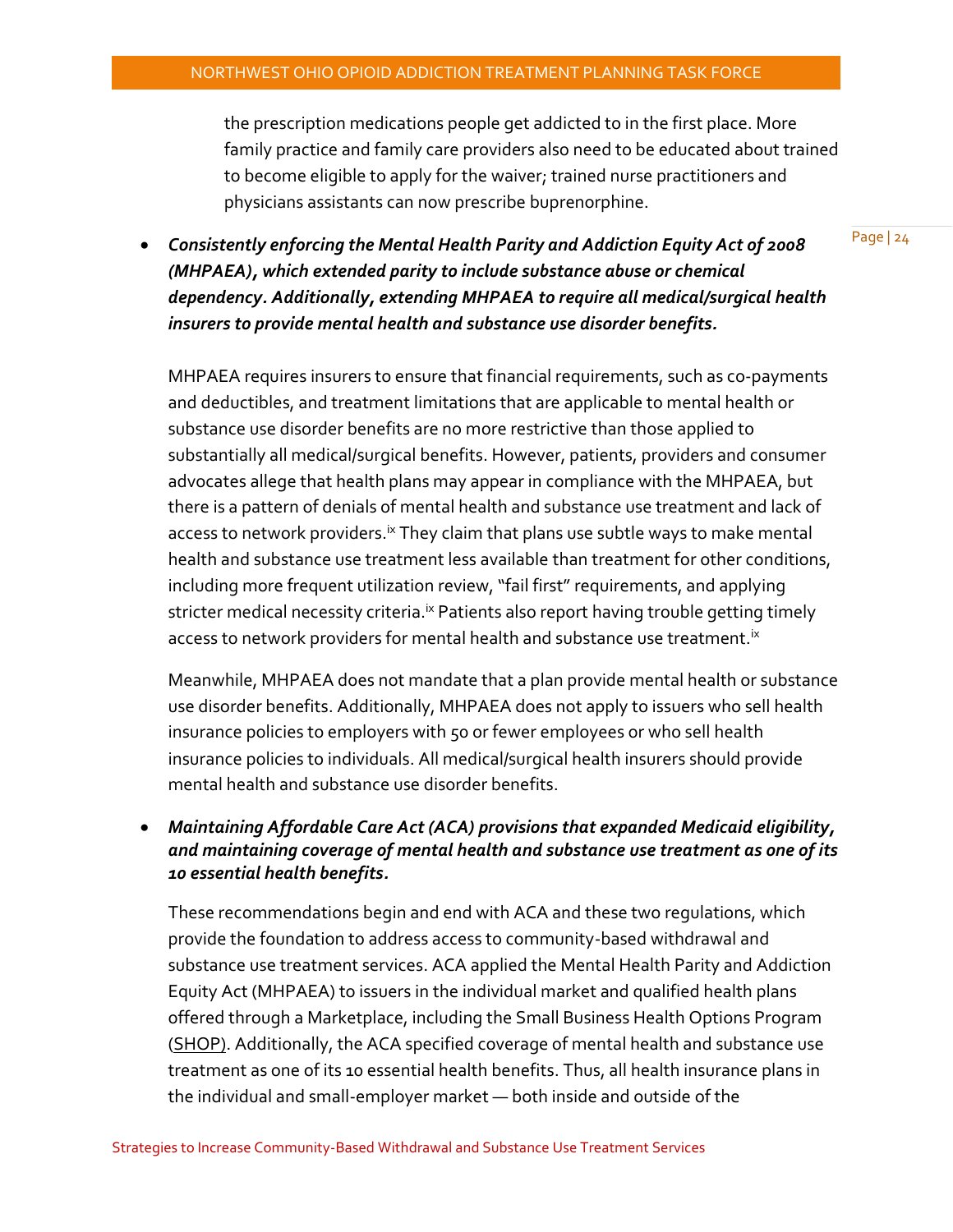the prescription medications people get addicted to in the first place. More family practice and family care providers also need to be educated about trained to become eligible to apply for the waiver; trained nurse practitioners and physicians assistants can now prescribe buprenorphine.

- ***Consistently enforcing the Mental Health Parity and Addiction Equity Act of 2008 (MHPAEA), which extended parity to include substance abuse or chemical dependency. Additionally, extending MHPAEA to require all medical/surgical health insurers to provide mental health and substance use disorder benefits.***

  MHPAEA requires insurers to ensure that financial requirements, such as co-payments and deductibles, and treatment limitations that are applicable to mental health or substance use disorder benefits are no more restrictive than those applied to substantially all medical/surgical benefits. However, patients, providers and consumer advocates allege that health plans may appear in compliance with the MHPAEA, but there is a pattern of denials of mental health and substance use treatment and lack of access to network providers.[ix] They claim that plans use subtle ways to make mental health and substance use treatment less available than treatment for other conditions, including more frequent utilization review, "fail first" requirements, and applying stricter medical necessity criteria.[ix] Patients also report having trouble getting timely access to network providers for mental health and substance use treatment.[ix]

  Meanwhile, MHPAEA does not mandate that a plan provide mental health or substance use disorder benefits. Additionally, MHPAEA does not apply to issuers who sell health insurance policies to employers with 50 or fewer employees or who sell health insurance policies to individuals. All medical/surgical health insurers should provide mental health and substance use disorder benefits.

- ***Maintaining Affordable Care Act (ACA) provisions that expanded Medicaid eligibility, and maintaining coverage of mental health and substance use treatment as one of its 10 essential health benefits.***

  These recommendations begin and end with ACA and these two regulations, which provide the foundation to address access to community-based withdrawal and substance use treatment services. ACA applied the Mental Health Parity and Addiction Equity Act (MHPAEA) to issuers in the individual market and qualified health plans offered through a Marketplace, including the Small Business Health Options Program (SHOP). Additionally, the ACA specified coverage of mental health and substance use treatment as one of its 10 essential health benefits. Thus, all health insurance plans in the individual and small-employer market — both inside and outside of the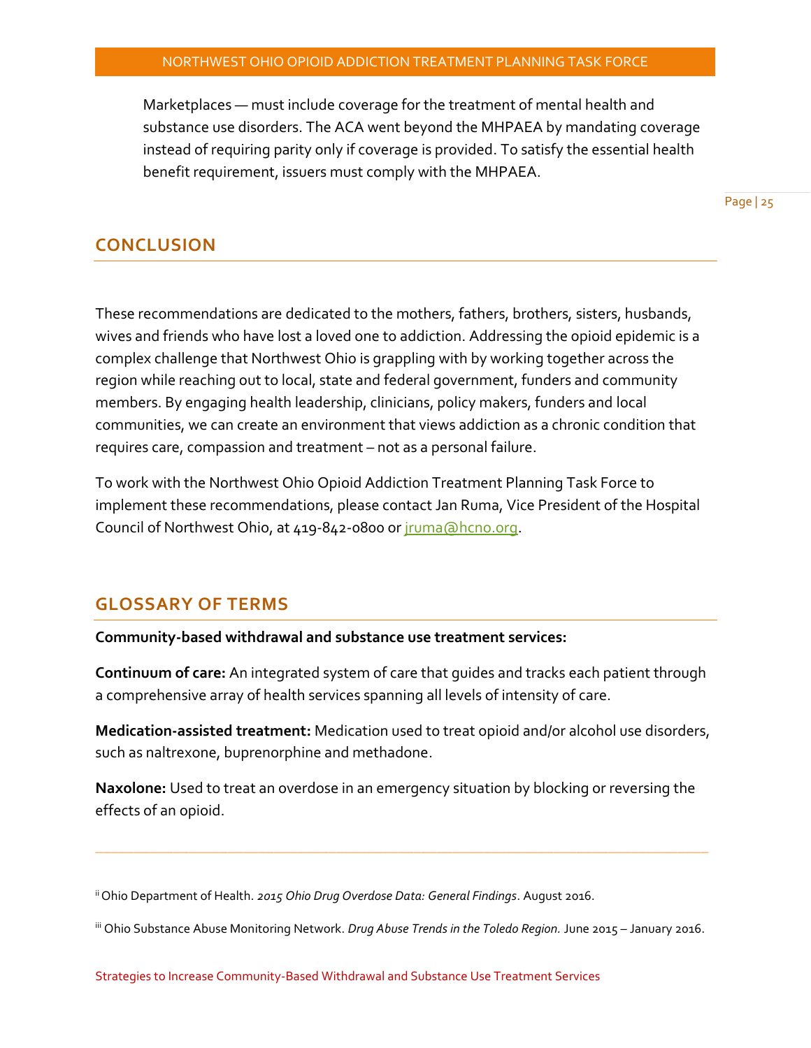Marketplaces — must include coverage for the treatment of mental health and substance use disorders. The ACA went beyond the MHPAEA by mandating coverage instead of requiring parity only if coverage is provided. To satisfy the essential health benefit requirement, issuers must comply with the MHPAEA.

## CONCLUSION

These recommendations are dedicated to the mothers, fathers, brothers, sisters, husbands, wives and friends who have lost a loved one to addiction. Addressing the opioid epidemic is a complex challenge that Northwest Ohio is grappling with by working together across the region while reaching out to local, state and federal government, funders and community members. By engaging health leadership, clinicians, policy makers, funders and local communities, we can create an environment that views addiction as a chronic condition that requires care, compassion and treatment – not as a personal failure.

To work with the Northwest Ohio Opioid Addiction Treatment Planning Task Force to implement these recommendations, please contact Jan Ruma, Vice President of the Hospital Council of Northwest Ohio, at 419-842-0800 or jruma@hcno.org.

## GLOSSARY OF TERMS

**Community-based withdrawal and substance use treatment services:**

**Continuum of care:** An integrated system of care that guides and tracks each patient through a comprehensive array of health services spanning all levels of intensity of care.

**Medication-assisted treatment:** Medication used to treat opioid and/or alcohol use disorders, such as naltrexone, buprenorphine and methadone.

**Naxolone:** Used to treat an overdose in an emergency situation by blocking or reversing the effects of an opioid.

---

[ii] Ohio Department of Health. *2015 Ohio Drug Overdose Data: General Findings*. August 2016.

[iii] Ohio Substance Abuse Monitoring Network. *Drug Abuse Trends in the Toledo Region.* June 2015 – January 2016.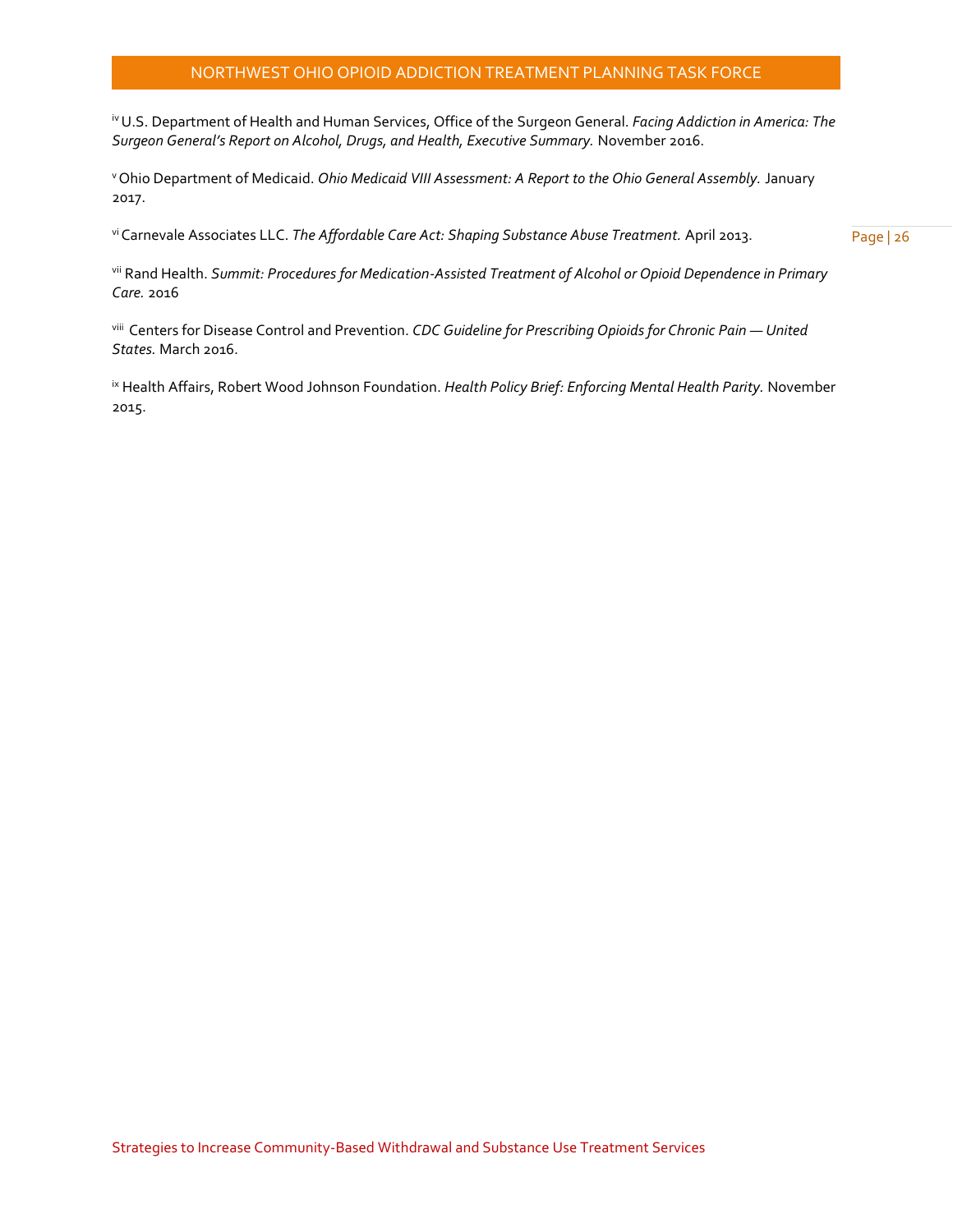[iv] U.S. Department of Health and Human Services, Office of the Surgeon General. *Facing Addiction in America: The Surgeon General's Report on Alcohol, Drugs, and Health, Executive Summary.* November 2016.

[v] Ohio Department of Medicaid. *Ohio Medicaid VIII Assessment: A Report to the Ohio General Assembly.* January 2017.

[vi] Carnevale Associates LLC. *The Affordable Care Act: Shaping Substance Abuse Treatment.* April 2013.

[vii] Rand Health. *Summit: Procedures for Medication-Assisted Treatment of Alcohol or Opioid Dependence in Primary Care.* 2016

[viii] Centers for Disease Control and Prevention. *CDC Guideline for Prescribing Opioids for Chronic Pain — United States.* March 2016.

[ix] Health Affairs, Robert Wood Johnson Foundation. *Health Policy Brief: Enforcing Mental Health Parity.* November 2015.